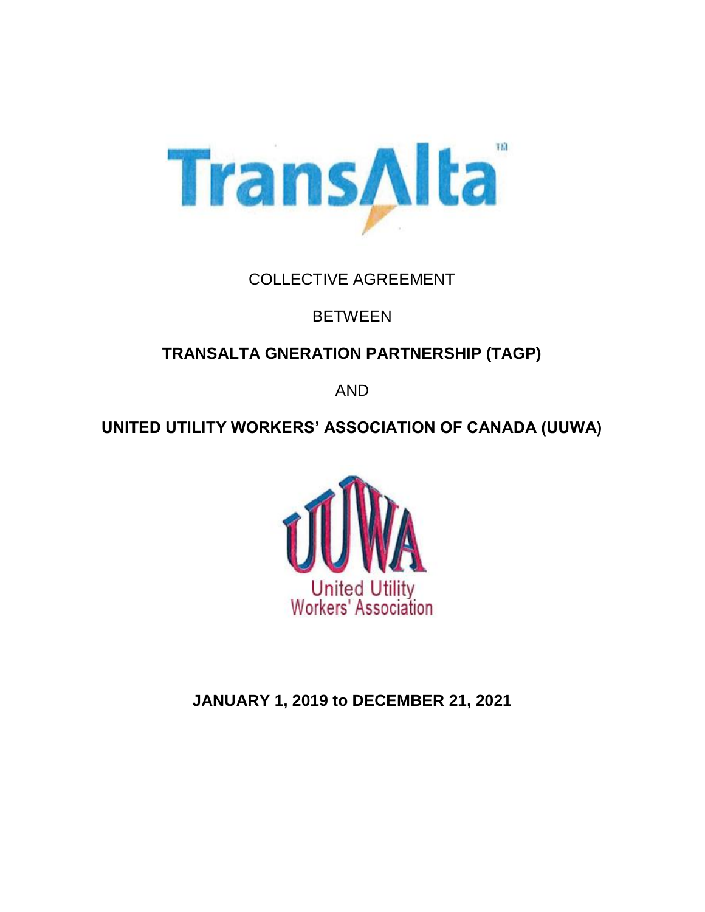TransAlta

COLLECTIVE AGREEMENT

BETWEEN

**TRANSALTA GNERATION PARTNERSHIP (TAGP)**

AND

**UNITED UTILITY WORKERS' ASSOCIATION OF CANADA (UUWA)**

UUWA
United Utility
Workers' Association

**JANUARY 1, 2019 to DECEMBER 21, 2021**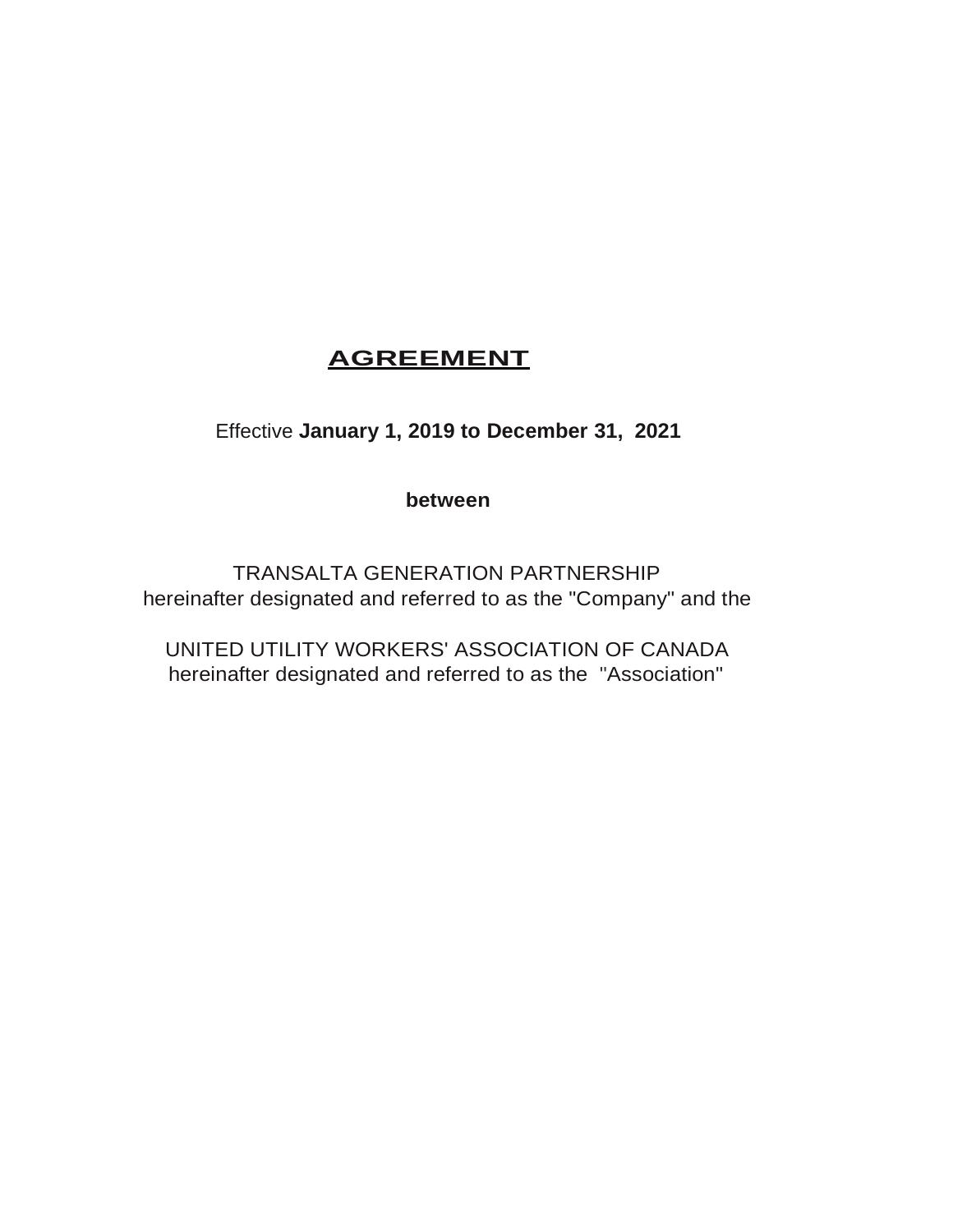# AGREEMENT

Effective **January 1, 2019 to December 31, 2021**

**between**

TRANSALTA GENERATION PARTNERSHIP
hereinafter designated and referred to as the "Company" and the

UNITED UTILITY WORKERS' ASSOCIATION OF CANADA
hereinafter designated and referred to as the "Association"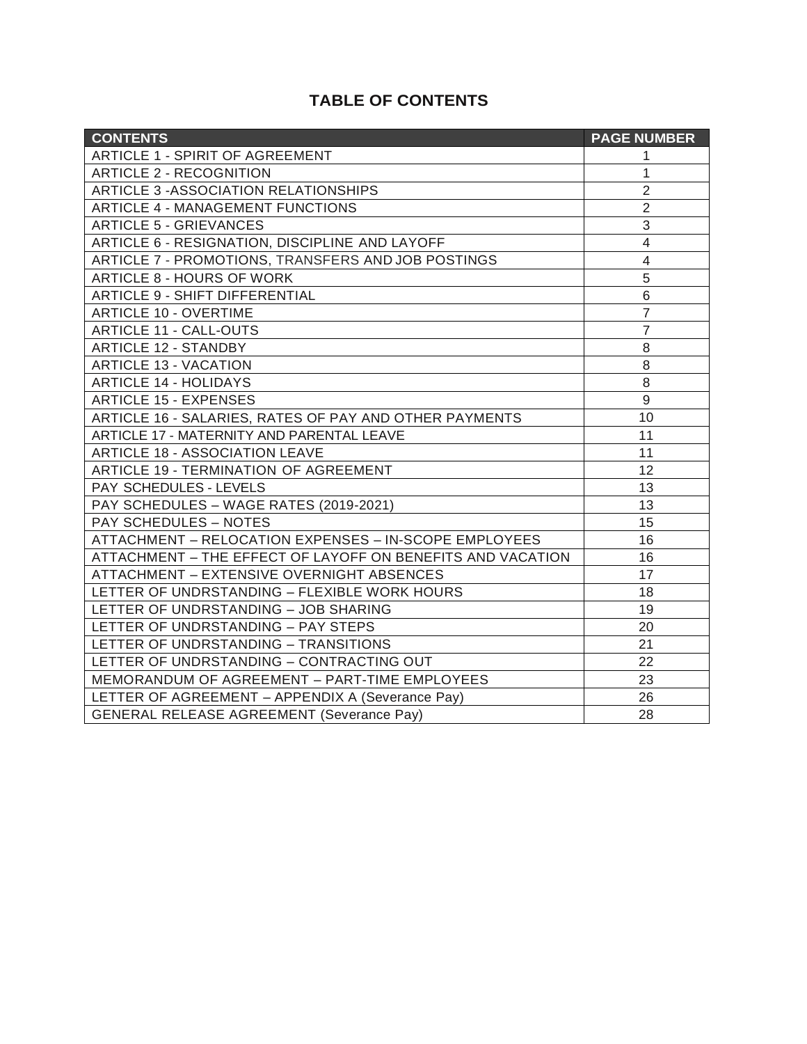# TABLE OF CONTENTS

| CONTENTS | PAGE NUMBER |
| --- | --- |
| ARTICLE 1 - SPIRIT OF AGREEMENT | 1 |
| ARTICLE 2 - RECOGNITION | 1 |
| ARTICLE 3 -ASSOCIATION RELATIONSHIPS | 2 |
| ARTICLE 4 - MANAGEMENT FUNCTIONS | 2 |
| ARTICLE 5 - GRIEVANCES | 3 |
| ARTICLE 6 - RESIGNATION, DISCIPLINE AND LAYOFF | 4 |
| ARTICLE 7 - PROMOTIONS, TRANSFERS AND JOB POSTINGS | 4 |
| ARTICLE 8 - HOURS OF WORK | 5 |
| ARTICLE 9 - SHIFT DIFFERENTIAL | 6 |
| ARTICLE 10 - OVERTIME | 7 |
| ARTICLE 11 - CALL-OUTS | 7 |
| ARTICLE 12 - STANDBY | 8 |
| ARTICLE 13 - VACATION | 8 |
| ARTICLE 14 - HOLIDAYS | 8 |
| ARTICLE 15 - EXPENSES | 9 |
| ARTICLE 16 - SALARIES, RATES OF PAY AND OTHER PAYMENTS | 10 |
| ARTICLE 17 - MATERNITY AND PARENTAL LEAVE | 11 |
| ARTICLE 18 - ASSOCIATION LEAVE | 11 |
| ARTICLE 19 - TERMINATION OF AGREEMENT | 12 |
| PAY SCHEDULES - LEVELS | 13 |
| PAY SCHEDULES – WAGE RATES (2019-2021) | 13 |
| PAY SCHEDULES – NOTES | 15 |
| ATTACHMENT – RELOCATION EXPENSES – IN-SCOPE EMPLOYEES | 16 |
| ATTACHMENT – THE EFFECT OF LAYOFF ON BENEFITS AND VACATION | 16 |
| ATTACHMENT – EXTENSIVE OVERNIGHT ABSENCES | 17 |
| LETTER OF UNDRSTANDING – FLEXIBLE WORK HOURS | 18 |
| LETTER OF UNDRSTANDING – JOB SHARING | 19 |
| LETTER OF UNDRSTANDING – PAY STEPS | 20 |
| LETTER OF UNDRSTANDING – TRANSITIONS | 21 |
| LETTER OF UNDRSTANDING – CONTRACTING OUT | 22 |
| MEMORANDUM OF AGREEMENT – PART-TIME EMPLOYEES | 23 |
| LETTER OF AGREEMENT – APPENDIX A (Severance Pay) | 26 |
| GENERAL RELEASE AGREEMENT (Severance Pay) | 28 |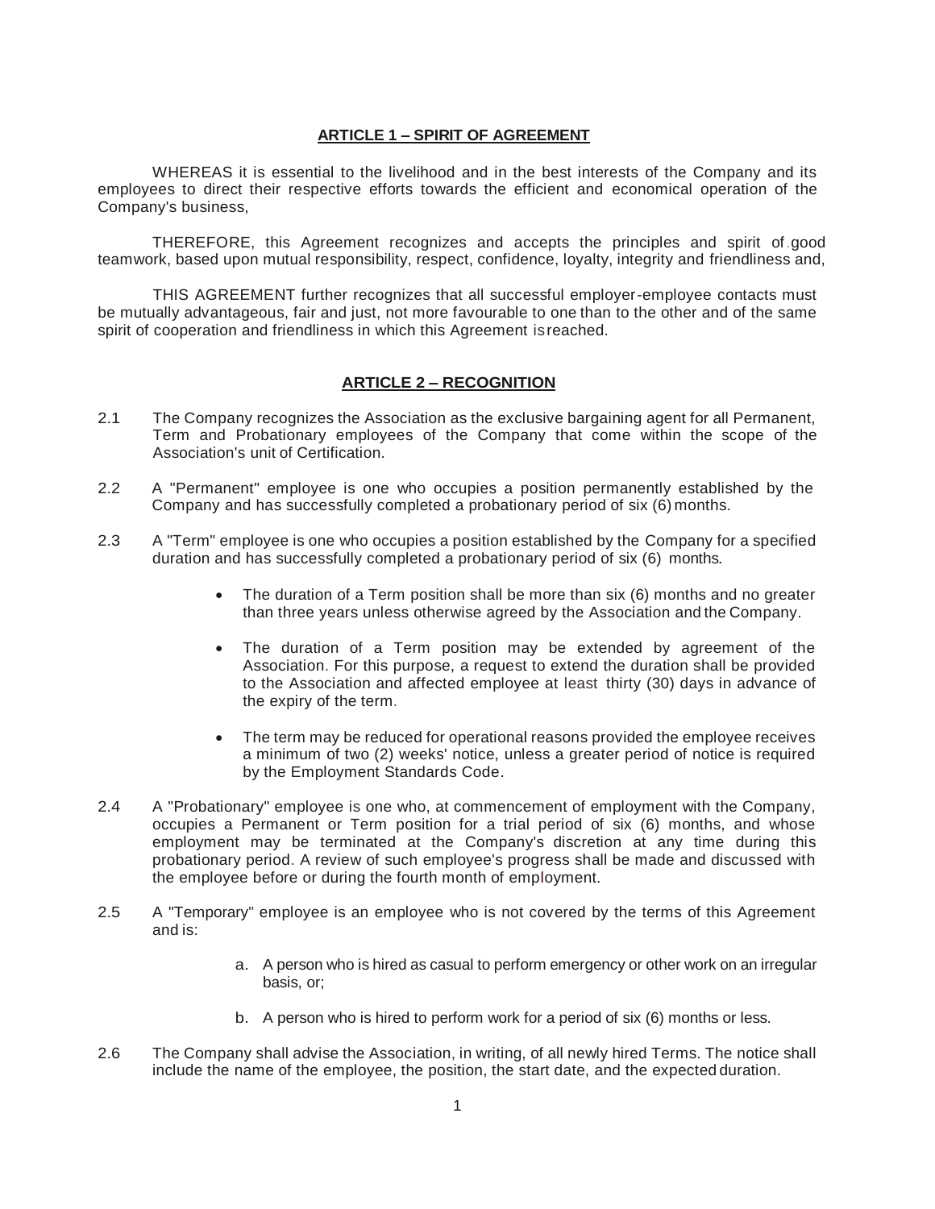## ARTICLE 1 – SPIRIT OF AGREEMENT

WHEREAS it is essential to the livelihood and in the best interests of the Company and its employees to direct their respective efforts towards the efficient and economical operation of the Company's business,

THEREFORE, this Agreement recognizes and accepts the principles and spirit of good teamwork, based upon mutual responsibility, respect, confidence, loyalty, integrity and friendliness and,

THIS AGREEMENT further recognizes that all successful employer-employee contacts must be mutually advantageous, fair and just, not more favourable to one than to the other and of the same spirit of cooperation and friendliness in which this Agreement is reached.

## ARTICLE 2 – RECOGNITION

2.1 The Company recognizes the Association as the exclusive bargaining agent for all Permanent, Term and Probationary employees of the Company that come within the scope of the Association's unit of Certification.

2.2 A "Permanent" employee is one who occupies a position permanently established by the Company and has successfully completed a probationary period of six (6) months.

2.3 A "Term" employee is one who occupies a position established by the Company for a specified duration and has successfully completed a probationary period of six (6) months.

- The duration of a Term position shall be more than six (6) months and no greater than three years unless otherwise agreed by the Association and the Company.
- The duration of a Term position may be extended by agreement of the Association. For this purpose, a request to extend the duration shall be provided to the Association and affected employee at least thirty (30) days in advance of the expiry of the term.
- The term may be reduced for operational reasons provided the employee receives a minimum of two (2) weeks' notice, unless a greater period of notice is required by the Employment Standards Code.

2.4 A "Probationary" employee is one who, at commencement of employment with the Company, occupies a Permanent or Term position for a trial period of six (6) months, and whose employment may be terminated at the Company's discretion at any time during this probationary period. A review of such employee's progress shall be made and discussed with the employee before or during the fourth month of employment.

2.5 A "Temporary" employee is an employee who is not covered by the terms of this Agreement and is:

a. A person who is hired as casual to perform emergency or other work on an irregular basis, or;

b. A person who is hired to perform work for a period of six (6) months or less.

2.6 The Company shall advise the Association, in writing, of all newly hired Terms. The notice shall include the name of the employee, the position, the start date, and the expected duration.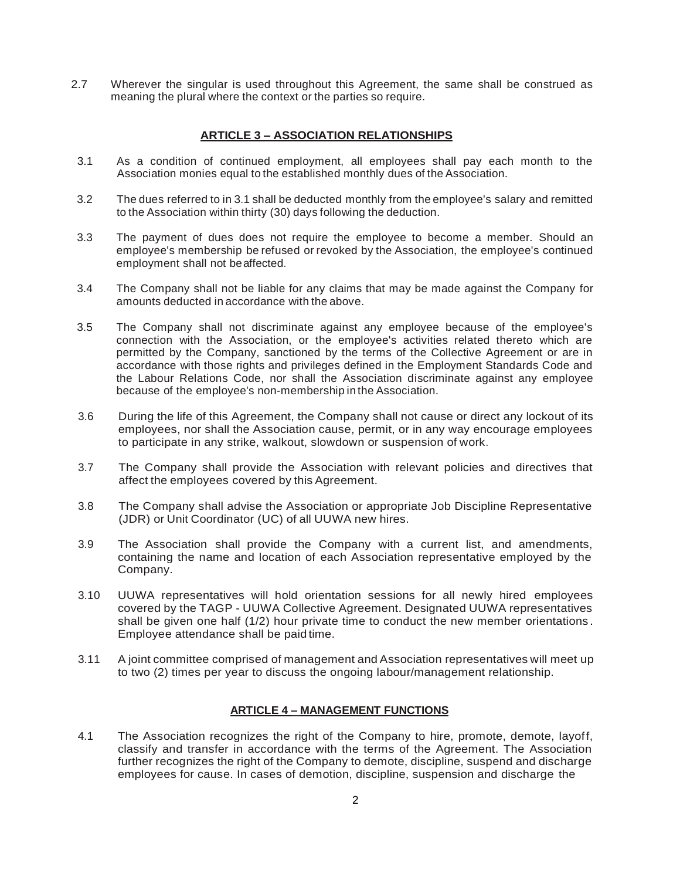2.7 Wherever the singular is used throughout this Agreement, the same shall be construed as meaning the plural where the context or the parties so require.

## ARTICLE 3 – ASSOCIATION RELATIONSHIPS

3.1 As a condition of continued employment, all employees shall pay each month to the Association monies equal to the established monthly dues of the Association.

3.2 The dues referred to in 3.1 shall be deducted monthly from the employee's salary and remitted to the Association within thirty (30) days following the deduction.

3.3 The payment of dues does not require the employee to become a member. Should an employee's membership be refused or revoked by the Association, the employee's continued employment shall not be affected.

3.4 The Company shall not be liable for any claims that may be made against the Company for amounts deducted in accordance with the above.

3.5 The Company shall not discriminate against any employee because of the employee's connection with the Association, or the employee's activities related thereto which are permitted by the Company, sanctioned by the terms of the Collective Agreement or are in accordance with those rights and privileges defined in the Employment Standards Code and the Labour Relations Code, nor shall the Association discriminate against any employee because of the employee's non-membership in the Association.

3.6 During the life of this Agreement, the Company shall not cause or direct any lockout of its employees, nor shall the Association cause, permit, or in any way encourage employees to participate in any strike, walkout, slowdown or suspension of work.

3.7 The Company shall provide the Association with relevant policies and directives that affect the employees covered by this Agreement.

3.8 The Company shall advise the Association or appropriate Job Discipline Representative (JDR) or Unit Coordinator (UC) of all UUWA new hires.

3.9 The Association shall provide the Company with a current list, and amendments, containing the name and location of each Association representative employed by the Company.

3.10 UUWA representatives will hold orientation sessions for all newly hired employees covered by the TAGP - UUWA Collective Agreement. Designated UUWA representatives shall be given one half (1/2) hour private time to conduct the new member orientations. Employee attendance shall be paid time.

3.11 A joint committee comprised of management and Association representatives will meet up to two (2) times per year to discuss the ongoing labour/management relationship.

## ARTICLE 4 – MANAGEMENT FUNCTIONS

4.1 The Association recognizes the right of the Company to hire, promote, demote, layoff, classify and transfer in accordance with the terms of the Agreement. The Association further recognizes the right of the Company to demote, discipline, suspend and discharge employees for cause. In cases of demotion, discipline, suspension and discharge the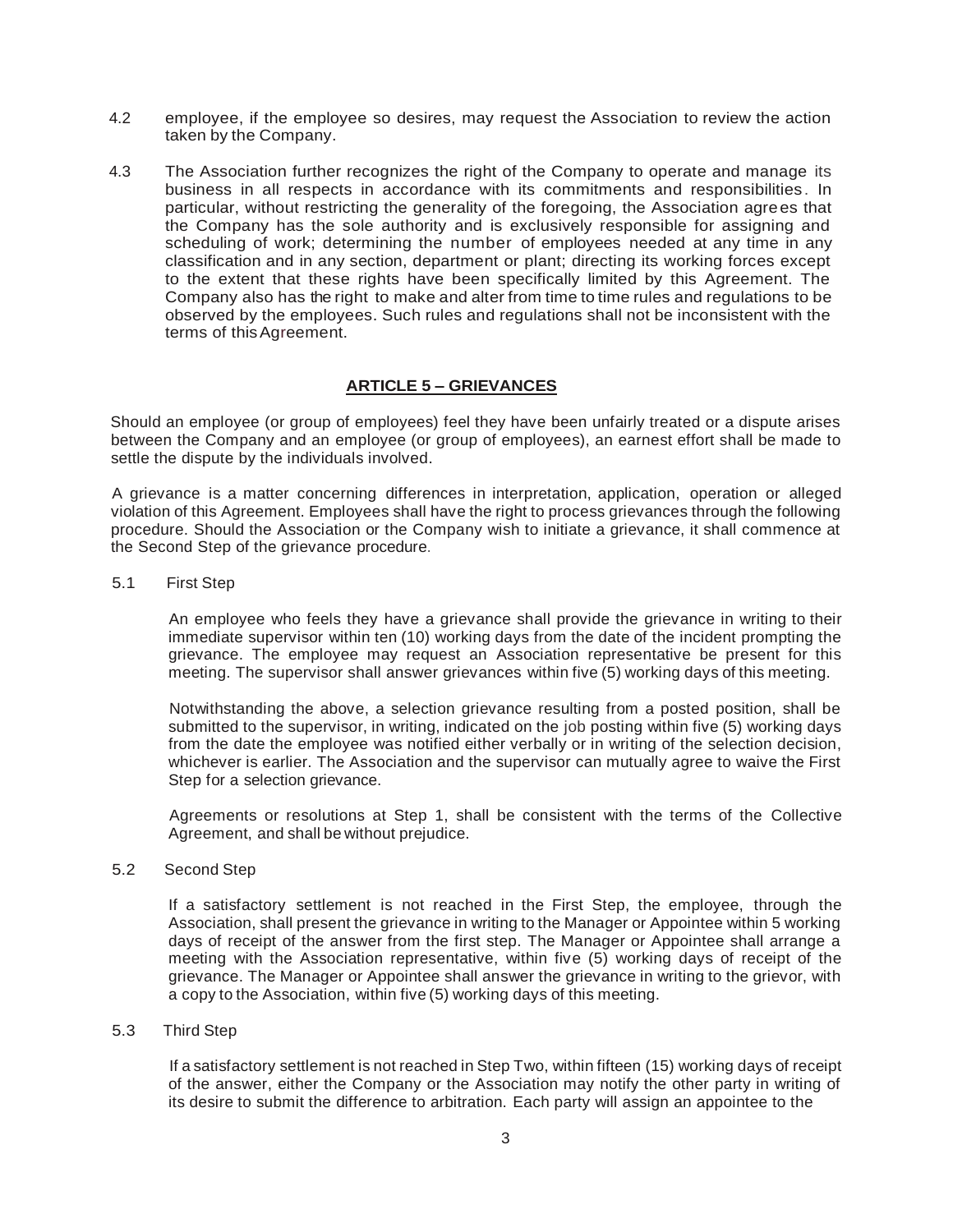4.2 employee, if the employee so desires, may request the Association to review the action taken by the Company.

4.3 The Association further recognizes the right of the Company to operate and manage its business in all respects in accordance with its commitments and responsibilities. In particular, without restricting the generality of the foregoing, the Association agrees that the Company has the sole authority and is exclusively responsible for assigning and scheduling of work; determining the number of employees needed at any time in any classification and in any section, department or plant; directing its working forces except to the extent that these rights have been specifically limited by this Agreement. The Company also has the right to make and alter from time to time rules and regulations to be observed by the employees. Such rules and regulations shall not be inconsistent with the terms of this Agreement.

## ARTICLE 5 – GRIEVANCES

Should an employee (or group of employees) feel they have been unfairly treated or a dispute arises between the Company and an employee (or group of employees), an earnest effort shall be made to settle the dispute by the individuals involved.

A grievance is a matter concerning differences in interpretation, application, operation or alleged violation of this Agreement. Employees shall have the right to process grievances through the following procedure. Should the Association or the Company wish to initiate a grievance, it shall commence at the Second Step of the grievance procedure.

5.1 First Step

An employee who feels they have a grievance shall provide the grievance in writing to their immediate supervisor within ten (10) working days from the date of the incident prompting the grievance. The employee may request an Association representative be present for this meeting. The supervisor shall answer grievances within five (5) working days of this meeting.

Notwithstanding the above, a selection grievance resulting from a posted position, shall be submitted to the supervisor, in writing, indicated on the job posting within five (5) working days from the date the employee was notified either verbally or in writing of the selection decision, whichever is earlier. The Association and the supervisor can mutually agree to waive the First Step for a selection grievance.

Agreements or resolutions at Step 1, shall be consistent with the terms of the Collective Agreement, and shall be without prejudice.

5.2 Second Step

If a satisfactory settlement is not reached in the First Step, the employee, through the Association, shall present the grievance in writing to the Manager or Appointee within 5 working days of receipt of the answer from the first step. The Manager or Appointee shall arrange a meeting with the Association representative, within five (5) working days of receipt of the grievance. The Manager or Appointee shall answer the grievance in writing to the grievor, with a copy to the Association, within five (5) working days of this meeting.

5.3 Third Step

If a satisfactory settlement is not reached in Step Two, within fifteen (15) working days of receipt of the answer, either the Company or the Association may notify the other party in writing of its desire to submit the difference to arbitration. Each party will assign an appointee to the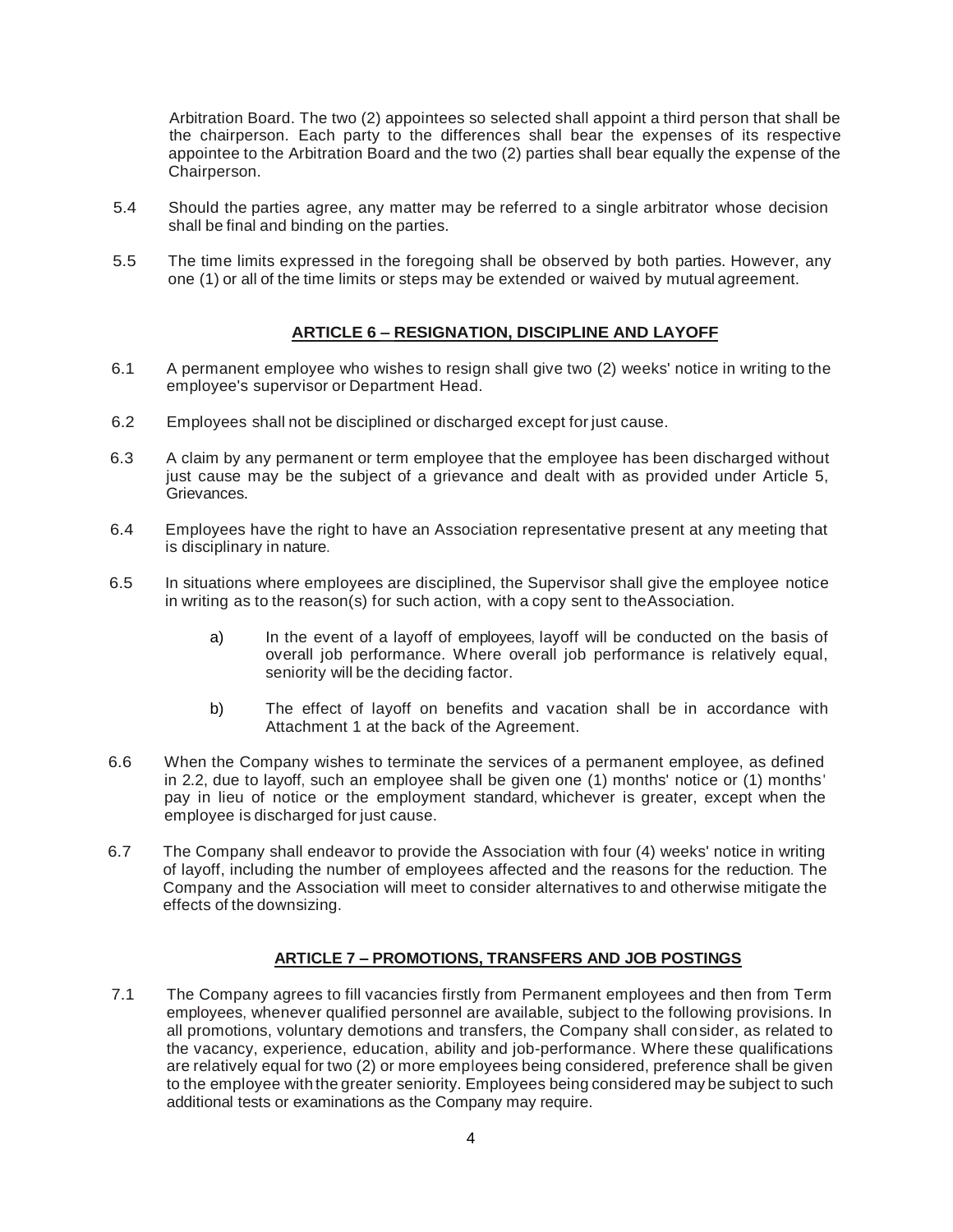Arbitration Board. The two (2) appointees so selected shall appoint a third person that shall be the chairperson. Each party to the differences shall bear the expenses of its respective appointee to the Arbitration Board and the two (2) parties shall bear equally the expense of the Chairperson.

5.4 Should the parties agree, any matter may be referred to a single arbitrator whose decision shall be final and binding on the parties.

5.5 The time limits expressed in the foregoing shall be observed by both parties. However, any one (1) or all of the time limits or steps may be extended or waived by mutual agreement.

## ARTICLE 6 – RESIGNATION, DISCIPLINE AND LAYOFF

6.1 A permanent employee who wishes to resign shall give two (2) weeks' notice in writing to the employee's supervisor or Department Head.

6.2 Employees shall not be disciplined or discharged except for just cause.

6.3 A claim by any permanent or term employee that the employee has been discharged without just cause may be the subject of a grievance and dealt with as provided under Article 5, Grievances.

6.4 Employees have the right to have an Association representative present at any meeting that is disciplinary in nature.

6.5 In situations where employees are disciplined, the Supervisor shall give the employee notice in writing as to the reason(s) for such action, with a copy sent to theAssociation.

a) In the event of a layoff of employees, layoff will be conducted on the basis of overall job performance. Where overall job performance is relatively equal, seniority will be the deciding factor.

b) The effect of layoff on benefits and vacation shall be in accordance with Attachment 1 at the back of the Agreement.

6.6 When the Company wishes to terminate the services of a permanent employee, as defined in 2.2, due to layoff, such an employee shall be given one (1) months' notice or (1) months' pay in lieu of notice or the employment standard, whichever is greater, except when the employee is discharged for just cause.

6.7 The Company shall endeavor to provide the Association with four (4) weeks' notice in writing of layoff, including the number of employees affected and the reasons for the reduction. The Company and the Association will meet to consider alternatives to and otherwise mitigate the effects of the downsizing.

## ARTICLE 7 – PROMOTIONS, TRANSFERS AND JOB POSTINGS

7.1 The Company agrees to fill vacancies firstly from Permanent employees and then from Term employees, whenever qualified personnel are available, subject to the following provisions. In all promotions, voluntary demotions and transfers, the Company shall consider, as related to the vacancy, experience, education, ability and job-performance. Where these qualifications are relatively equal for two (2) or more employees being considered, preference shall be given to the employee with the greater seniority. Employees being considered may be subject to such additional tests or examinations as the Company may require.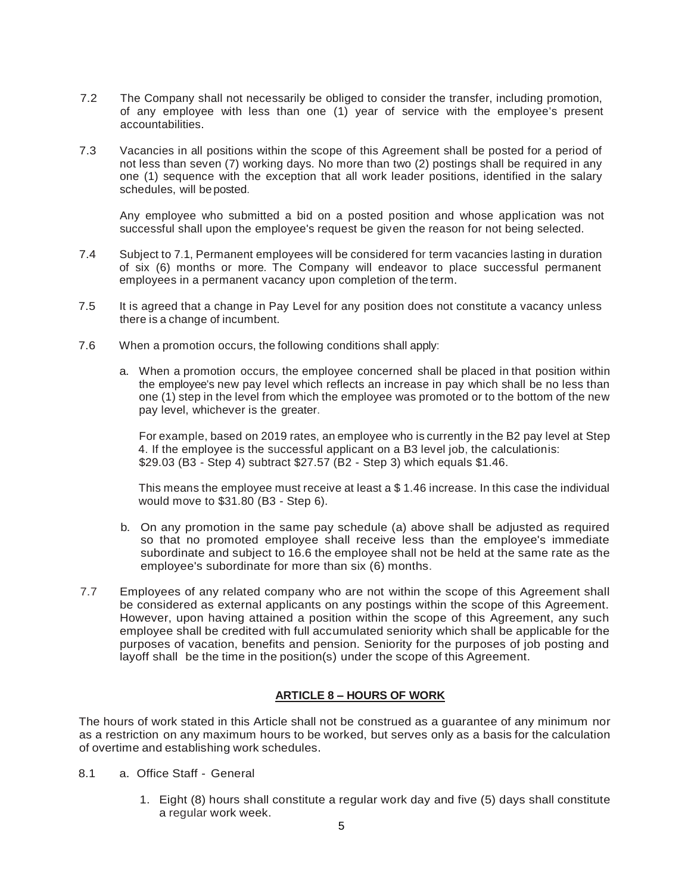7.2 The Company shall not necessarily be obliged to consider the transfer, including promotion, of any employee with less than one (1) year of service with the employee's present accountabilities.

7.3 Vacancies in all positions within the scope of this Agreement shall be posted for a period of not less than seven (7) working days. No more than two (2) postings shall be required in any one (1) sequence with the exception that all work leader positions, identified in the salary schedules, will be posted.

Any employee who submitted a bid on a posted position and whose application was not successful shall upon the employee's request be given the reason for not being selected.

7.4 Subject to 7.1, Permanent employees will be considered for term vacancies lasting in duration of six (6) months or more. The Company will endeavor to place successful permanent employees in a permanent vacancy upon completion of the term.

7.5 It is agreed that a change in Pay Level for any position does not constitute a vacancy unless there is a change of incumbent.

7.6 When a promotion occurs, the following conditions shall apply:

a. When a promotion occurs, the employee concerned shall be placed in that position within the employee's new pay level which reflects an increase in pay which shall be no less than one (1) step in the level from which the employee was promoted or to the bottom of the new pay level, whichever is the greater.

For example, based on 2019 rates, an employee who is currently in the B2 pay level at Step 4. If the employee is the successful applicant on a B3 level job, the calculationis: $29.03 (B3 - Step 4) subtract $27.57 (B2 - Step 3) which equals $1.46.

This means the employee must receive at least a $ 1.46 increase. In this case the individual would move to $31.80 (B3 - Step 6).

b. On any promotion in the same pay schedule (a) above shall be adjusted as required so that no promoted employee shall receive less than the employee's immediate subordinate and subject to 16.6 the employee shall not be held at the same rate as the employee's subordinate for more than six (6) months.

7.7 Employees of any related company who are not within the scope of this Agreement shall be considered as external applicants on any postings within the scope of this Agreement. However, upon having attained a position within the scope of this Agreement, any such employee shall be credited with full accumulated seniority which shall be applicable for the purposes of vacation, benefits and pension. Seniority for the purposes of job posting and layoff shall be the time in the position(s) under the scope of this Agreement.

## ARTICLE 8 – HOURS OF WORK

The hours of work stated in this Article shall not be construed as a guarantee of any minimum nor as a restriction on any maximum hours to be worked, but serves only as a basis for the calculation of overtime and establishing work schedules.

8.1 a. Office Staff - General

1. Eight (8) hours shall constitute a regular work day and five (5) days shall constitute a regular work week.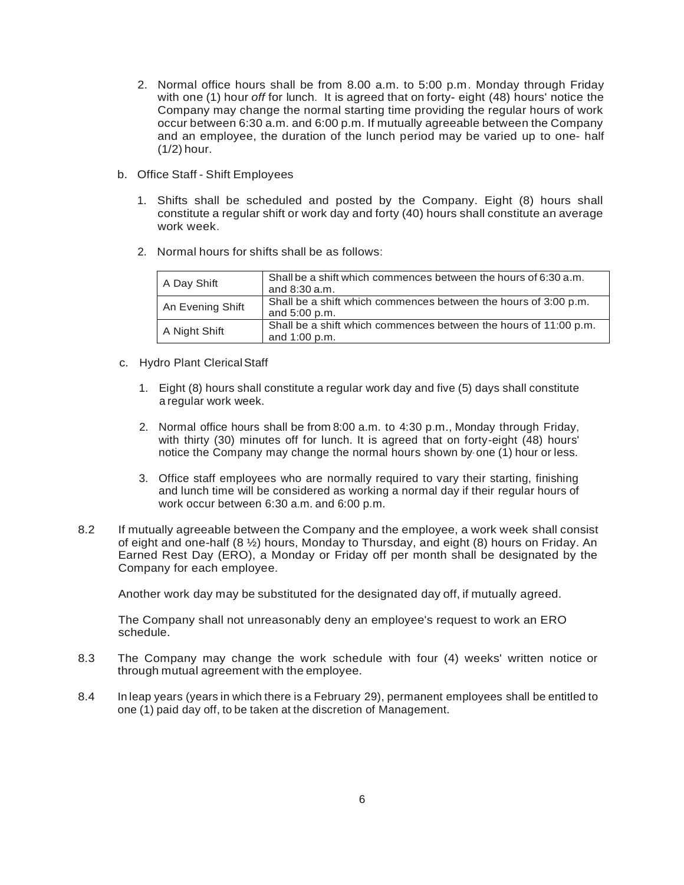2. Normal office hours shall be from 8.00 a.m. to 5:00 p.m. Monday through Friday with one (1) hour *off* for lunch. It is agreed that on forty- eight (48) hours' notice the Company may change the normal starting time providing the regular hours of work occur between 6:30 a.m. and 6:00 p.m. If mutually agreeable between the Company and an employee, the duration of the lunch period may be varied up to one- half (1/2) hour.

b. Office Staff - Shift Employees

1. Shifts shall be scheduled and posted by the Company. Eight (8) hours shall constitute a regular shift or work day and forty (40) hours shall constitute an average work week.

2. Normal hours for shifts shall be as follows:

| | |
|---|---|
| A Day Shift | Shall be a shift which commences between the hours of 6:30 a.m. and 8:30 a.m. |
| An Evening Shift | Shall be a shift which commences between the hours of 3:00 p.m. and 5:00 p.m. |
| A Night Shift | Shall be a shift which commences between the hours of 11:00 p.m. and 1:00 p.m. |

c. Hydro Plant Clerical Staff

1. Eight (8) hours shall constitute a regular work day and five (5) days shall constitute a regular work week.

2. Normal office hours shall be from 8:00 a.m. to 4:30 p.m., Monday through Friday, with thirty (30) minutes off for lunch. It is agreed that on forty-eight (48) hours' notice the Company may change the normal hours shown by one (1) hour or less.

3. Office staff employees who are normally required to vary their starting, finishing and lunch time will be considered as working a normal day if their regular hours of work occur between 6:30 a.m. and 6:00 p.m.

8.2 If mutually agreeable between the Company and the employee, a work week shall consist of eight and one-half (8 ½) hours, Monday to Thursday, and eight (8) hours on Friday. An Earned Rest Day (ERO), a Monday or Friday off per month shall be designated by the Company for each employee.

Another work day may be substituted for the designated day off, if mutually agreed.

The Company shall not unreasonably deny an employee's request to work an ERO schedule.

8.3 The Company may change the work schedule with four (4) weeks' written notice or through mutual agreement with the employee.

8.4 In leap years (years in which there is a February 29), permanent employees shall be entitled to one (1) paid day off, to be taken at the discretion of Management.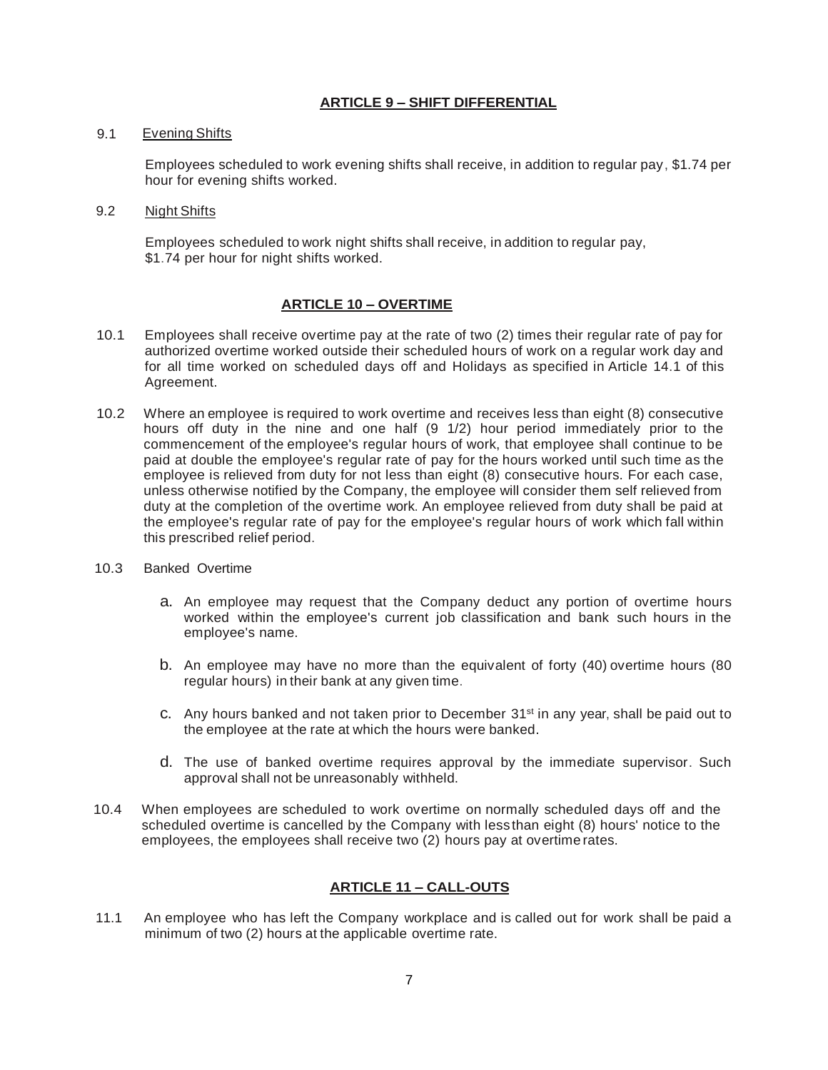## ARTICLE 9 – SHIFT DIFFERENTIAL

9.1 Evening Shifts

Employees scheduled to work evening shifts shall receive, in addition to regular pay, $1.74 per hour for evening shifts worked.

9.2 Night Shifts

Employees scheduled to work night shifts shall receive, in addition to regular pay, $1.74 per hour for night shifts worked.

## ARTICLE 10 – OVERTIME

10.1 Employees shall receive overtime pay at the rate of two (2) times their regular rate of pay for authorized overtime worked outside their scheduled hours of work on a regular work day and for all time worked on scheduled days off and Holidays as specified in Article 14.1 of this Agreement.

10.2 Where an employee is required to work overtime and receives less than eight (8) consecutive hours off duty in the nine and one half (9 1/2) hour period immediately prior to the commencement of the employee's regular hours of work, that employee shall continue to be paid at double the employee's regular rate of pay for the hours worked until such time as the employee is relieved from duty for not less than eight (8) consecutive hours. For each case, unless otherwise notified by the Company, the employee will consider them self relieved from duty at the completion of the overtime work. An employee relieved from duty shall be paid at the employee's regular rate of pay for the employee's regular hours of work which fall within this prescribed relief period.

10.3 Banked Overtime

a. An employee may request that the Company deduct any portion of overtime hours worked within the employee's current job classification and bank such hours in the employee's name.

b. An employee may have no more than the equivalent of forty (40) overtime hours (80 regular hours) in their bank at any given time.

c. Any hours banked and not taken prior to December 31st in any year, shall be paid out to the employee at the rate at which the hours were banked.

d. The use of banked overtime requires approval by the immediate supervisor. Such approval shall not be unreasonably withheld.

10.4 When employees are scheduled to work overtime on normally scheduled days off and the scheduled overtime is cancelled by the Company with less than eight (8) hours' notice to the employees, the employees shall receive two (2) hours pay at overtime rates.

## ARTICLE 11 – CALL-OUTS

11.1 An employee who has left the Company workplace and is called out for work shall be paid a minimum of two (2) hours at the applicable overtime rate.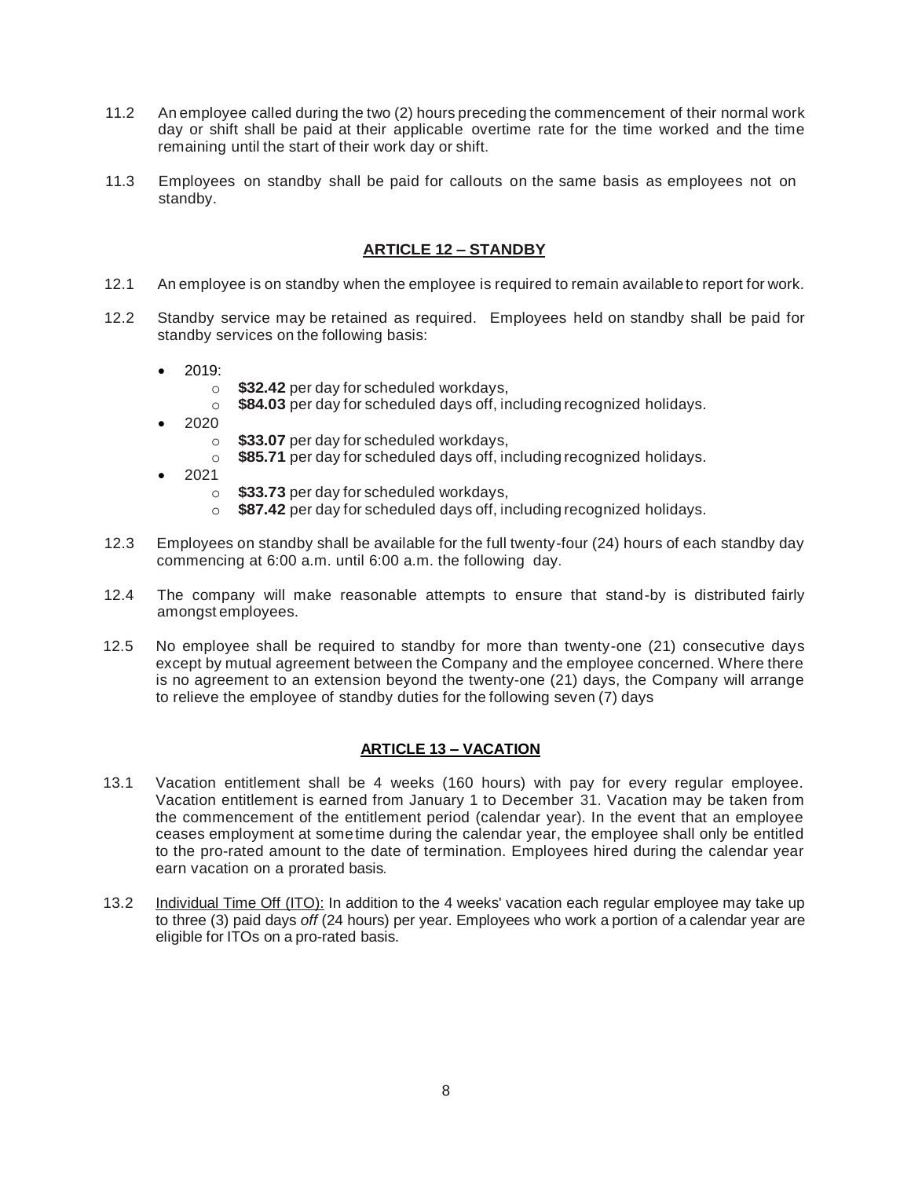11.2 An employee called during the two (2) hours preceding the commencement of their normal work day or shift shall be paid at their applicable overtime rate for the time worked and the time remaining until the start of their work day or shift.

11.3 Employees on standby shall be paid for callouts on the same basis as employees not on standby.

## ARTICLE 12 – STANDBY

12.1 An employee is on standby when the employee is required to remain available to report for work.

12.2 Standby service may be retained as required. Employees held on standby shall be paid for standby services on the following basis:

- 2019:
  - **$32.42** per day for scheduled workdays,
  - **$84.03** per day for scheduled days off, including recognized holidays.
- 2020
  - **$33.07** per day for scheduled workdays,
  - **$85.71** per day for scheduled days off, including recognized holidays.
- 2021
  - **$33.73** per day for scheduled workdays,
  - **$87.42** per day for scheduled days off, including recognized holidays.

12.3 Employees on standby shall be available for the full twenty-four (24) hours of each standby day commencing at 6:00 a.m. until 6:00 a.m. the following day.

12.4 The company will make reasonable attempts to ensure that stand-by is distributed fairly amongst employees.

12.5 No employee shall be required to standby for more than twenty-one (21) consecutive days except by mutual agreement between the Company and the employee concerned. Where there is no agreement to an extension beyond the twenty-one (21) days, the Company will arrange to relieve the employee of standby duties for the following seven (7) days

## ARTICLE 13 – VACATION

13.1 Vacation entitlement shall be 4 weeks (160 hours) with pay for every regular employee. Vacation entitlement is earned from January 1 to December 31. Vacation may be taken from the commencement of the entitlement period (calendar year). In the event that an employee ceases employment at some time during the calendar year, the employee shall only be entitled to the pro-rated amount to the date of termination. Employees hired during the calendar year earn vacation on a prorated basis.

13.2 Individual Time Off (ITO): In addition to the 4 weeks' vacation each regular employee may take up to three (3) paid days *off* (24 hours) per year. Employees who work a portion of a calendar year are eligible for ITOs on a pro-rated basis.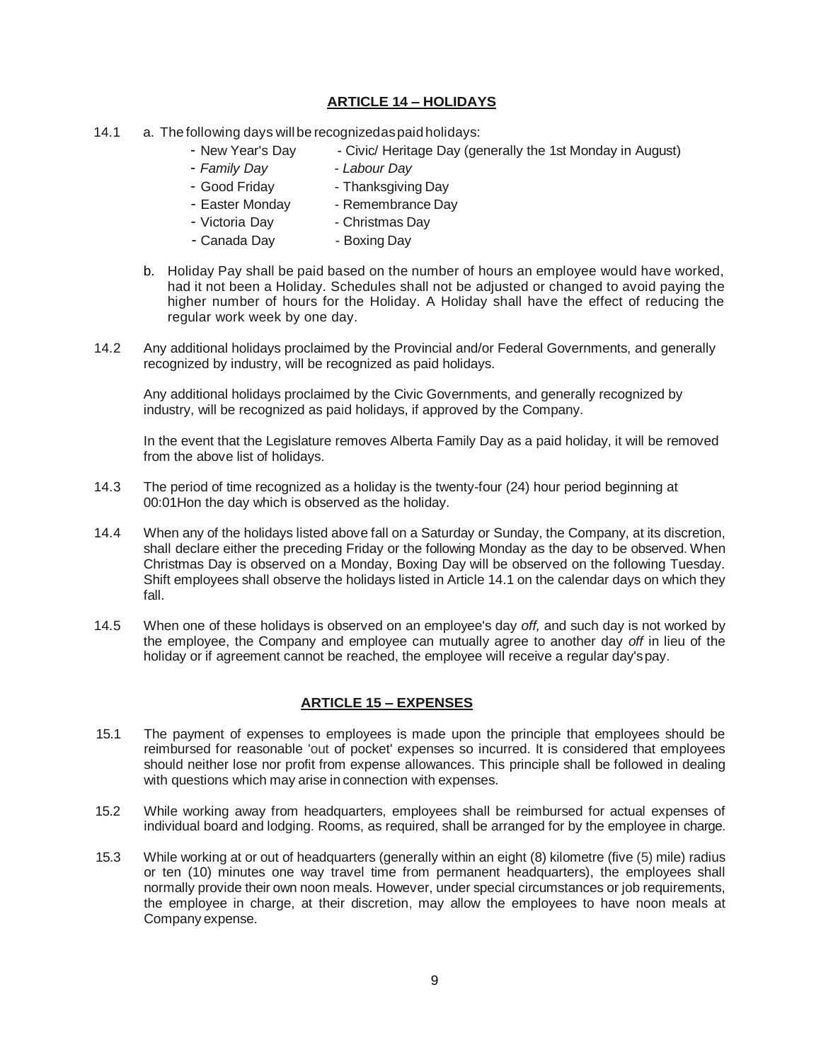## ARTICLE 14 – HOLIDAYS

14.1 a. The following days will be recognized as paid holidays:

| | |
|---|---|
| - New Year's Day | - Civic/ Heritage Day (generally the 1st Monday in August) |
| - *Family Day* | - *Labour Day* |
| - Good Friday | - Thanksgiving Day |
| - Easter Monday | - Remembrance Day |
| - Victoria Day | - Christmas Day |
| - Canada Day | - Boxing Day |

b. Holiday Pay shall be paid based on the number of hours an employee would have worked, had it not been a Holiday. Schedules shall not be adjusted or changed to avoid paying the higher number of hours for the Holiday. A Holiday shall have the effect of reducing the regular work week by one day.

14.2 Any additional holidays proclaimed by the Provincial and/or Federal Governments, and generally recognized by industry, will be recognized as paid holidays.

Any additional holidays proclaimed by the Civic Governments, and generally recognized by industry, will be recognized as paid holidays, if approved by the Company.

In the event that the Legislature removes Alberta Family Day as a paid holiday, it will be removed from the above list of holidays.

14.3 The period of time recognized as a holiday is the twenty-four (24) hour period beginning at 00:01Hon the day which is observed as the holiday.

14.4 When any of the holidays listed above fall on a Saturday or Sunday, the Company, at its discretion, shall declare either the preceding Friday or the following Monday as the day to be observed. When Christmas Day is observed on a Monday, Boxing Day will be observed on the following Tuesday. Shift employees shall observe the holidays listed in Article 14.1 on the calendar days on which they fall.

14.5 When one of these holidays is observed on an employee's day *off,* and such day is not worked by the employee, the Company and employee can mutually agree to another day *off* in lieu of the holiday or if agreement cannot be reached, the employee will receive a regular day's pay.

## ARTICLE 15 – EXPENSES

15.1 The payment of expenses to employees is made upon the principle that employees should be reimbursed for reasonable 'out of pocket' expenses so incurred. It is considered that employees should neither lose nor profit from expense allowances. This principle shall be followed in dealing with questions which may arise in connection with expenses.

15.2 While working away from headquarters, employees shall be reimbursed for actual expenses of individual board and lodging. Rooms, as required, shall be arranged for by the employee in charge.

15.3 While working at or out of headquarters (generally within an eight (8) kilometre (five (5) mile) radius or ten (10) minutes one way travel time from permanent headquarters), the employees shall normally provide their own noon meals. However, under special circumstances or job requirements, the employee in charge, at their discretion, may allow the employees to have noon meals at Company expense.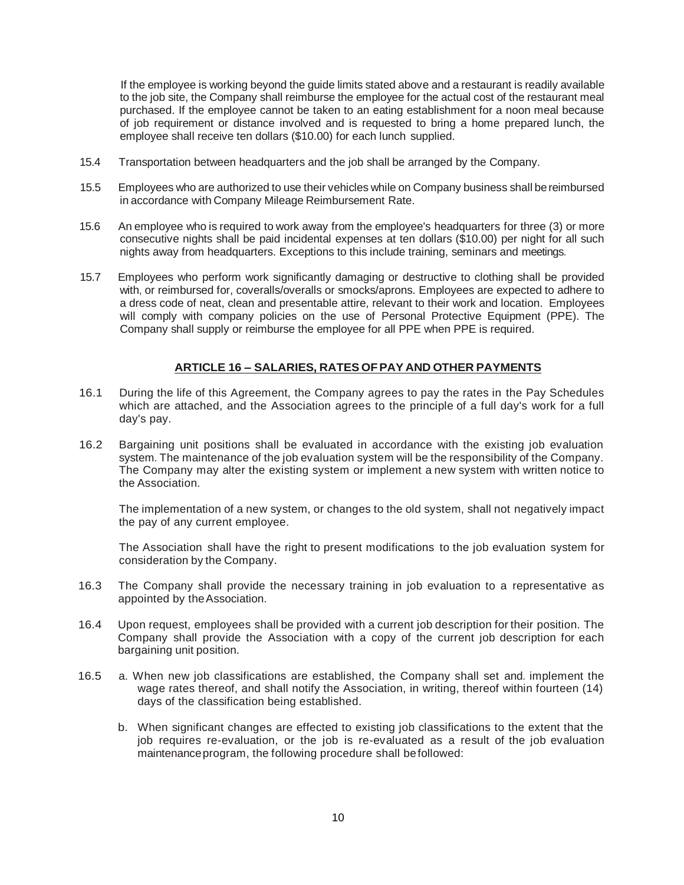If the employee is working beyond the guide limits stated above and a restaurant is readily available to the job site, the Company shall reimburse the employee for the actual cost of the restaurant meal purchased. If the employee cannot be taken to an eating establishment for a noon meal because of job requirement or distance involved and is requested to bring a home prepared lunch, the employee shall receive ten dollars ($10.00) for each lunch supplied.

15.4 Transportation between headquarters and the job shall be arranged by the Company.

15.5 Employees who are authorized to use their vehicles while on Company business shall be reimbursed in accordance with Company Mileage Reimbursement Rate.

15.6 An employee who is required to work away from the employee's headquarters for three (3) or more consecutive nights shall be paid incidental expenses at ten dollars ($10.00) per night for all such nights away from headquarters. Exceptions to this include training, seminars and meetings.

15.7 Employees who perform work significantly damaging or destructive to clothing shall be provided with, or reimbursed for, coveralls/overalls or smocks/aprons. Employees are expected to adhere to a dress code of neat, clean and presentable attire, relevant to their work and location. Employees will comply with company policies on the use of Personal Protective Equipment (PPE). The Company shall supply or reimburse the employee for all PPE when PPE is required.

## ARTICLE 16 – SALARIES, RATES OF PAY AND OTHER PAYMENTS

16.1 During the life of this Agreement, the Company agrees to pay the rates in the Pay Schedules which are attached, and the Association agrees to the principle of a full day's work for a full day's pay.

16.2 Bargaining unit positions shall be evaluated in accordance with the existing job evaluation system. The maintenance of the job evaluation system will be the responsibility of the Company. The Company may alter the existing system or implement a new system with written notice to the Association.

The implementation of a new system, or changes to the old system, shall not negatively impact the pay of any current employee.

The Association shall have the right to present modifications to the job evaluation system for consideration by the Company.

16.3 The Company shall provide the necessary training in job evaluation to a representative as appointed by the Association.

16.4 Upon request, employees shall be provided with a current job description for their position. The Company shall provide the Association with a copy of the current job description for each bargaining unit position.

16.5 a. When new job classifications are established, the Company shall set and implement the wage rates thereof, and shall notify the Association, in writing, thereof within fourteen (14) days of the classification being established.

b. When significant changes are effected to existing job classifications to the extent that the job requires re-evaluation, or the job is re-evaluated as a result of the job evaluation maintenance program, the following procedure shall be followed: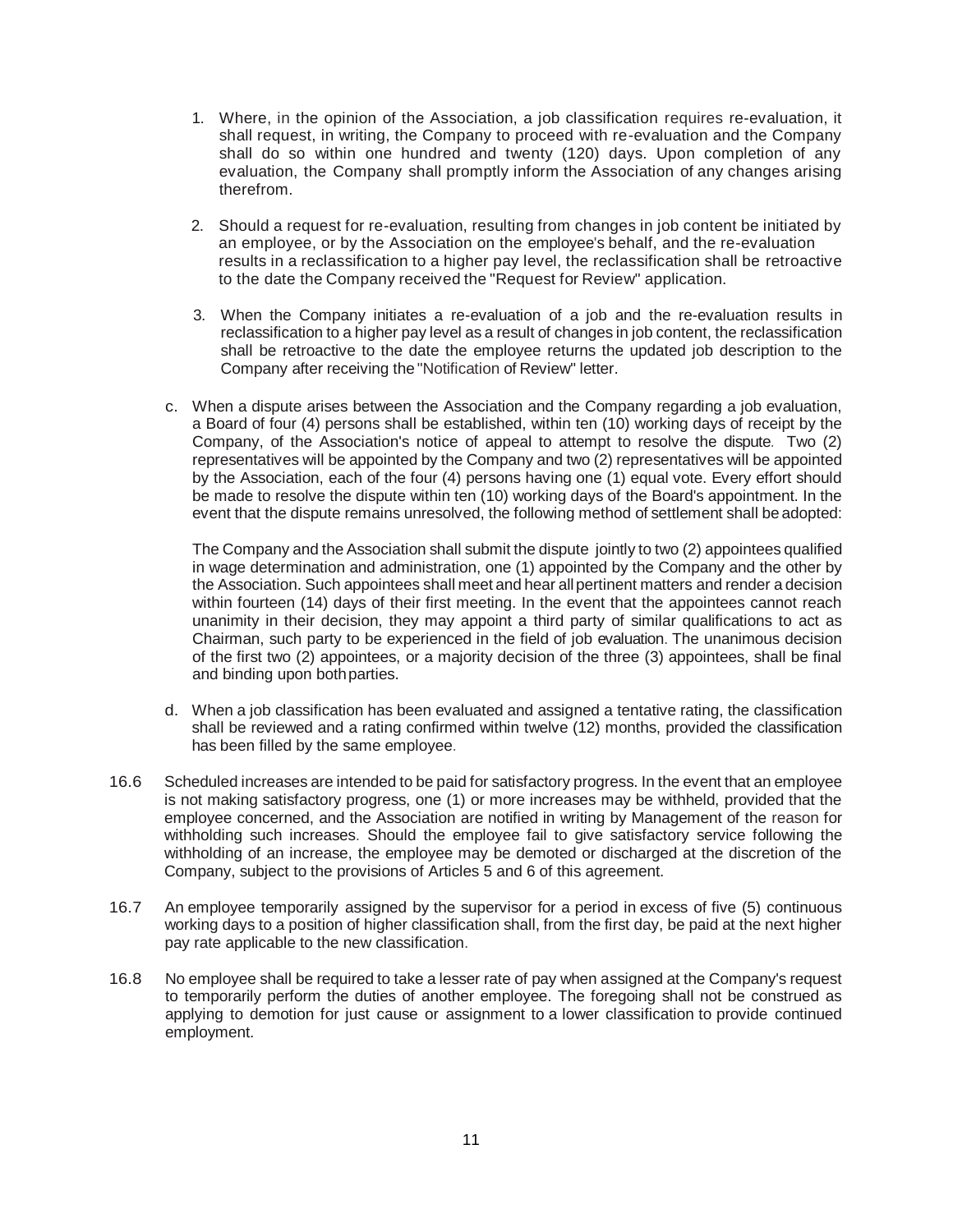1. Where, in the opinion of the Association, a job classification requires re-evaluation, it shall request, in writing, the Company to proceed with re-evaluation and the Company shall do so within one hundred and twenty (120) days. Upon completion of any evaluation, the Company shall promptly inform the Association of any changes arising therefrom.

2. Should a request for re-evaluation, resulting from changes in job content be initiated by an employee, or by the Association on the employee's behalf, and the re-evaluation results in a reclassification to a higher pay level, the reclassification shall be retroactive to the date the Company received the "Request for Review" application.

3. When the Company initiates a re-evaluation of a job and the re-evaluation results in reclassification to a higher pay level as a result of changes in job content, the reclassification shall be retroactive to the date the employee returns the updated job description to the Company after receiving the "Notification of Review" letter.

c. When a dispute arises between the Association and the Company regarding a job evaluation, a Board of four (4) persons shall be established, within ten (10) working days of receipt by the Company, of the Association's notice of appeal to attempt to resolve the dispute. Two (2) representatives will be appointed by the Company and two (2) representatives will be appointed by the Association, each of the four (4) persons having one (1) equal vote. Every effort should be made to resolve the dispute within ten (10) working days of the Board's appointment. In the event that the dispute remains unresolved, the following method of settlement shall be adopted:

   The Company and the Association shall submit the dispute jointly to two (2) appointees qualified in wage determination and administration, one (1) appointed by the Company and the other by the Association. Such appointees shall meet and hear all pertinent matters and render a decision within fourteen (14) days of their first meeting. In the event that the appointees cannot reach unanimity in their decision, they may appoint a third party of similar qualifications to act as Chairman, such party to be experienced in the field of job evaluation. The unanimous decision of the first two (2) appointees, or a majority decision of the three (3) appointees, shall be final and binding upon both parties.

d. When a job classification has been evaluated and assigned a tentative rating, the classification shall be reviewed and a rating confirmed within twelve (12) months, provided the classification has been filled by the same employee.

16.6 Scheduled increases are intended to be paid for satisfactory progress. In the event that an employee is not making satisfactory progress, one (1) or more increases may be withheld, provided that the employee concerned, and the Association are notified in writing by Management of the reason for withholding such increases. Should the employee fail to give satisfactory service following the withholding of an increase, the employee may be demoted or discharged at the discretion of the Company, subject to the provisions of Articles 5 and 6 of this agreement.

16.7 An employee temporarily assigned by the supervisor for a period in excess of five (5) continuous working days to a position of higher classification shall, from the first day, be paid at the next higher pay rate applicable to the new classification.

16.8 No employee shall be required to take a lesser rate of pay when assigned at the Company's request to temporarily perform the duties of another employee. The foregoing shall not be construed as applying to demotion for just cause or assignment to a lower classification to provide continued employment.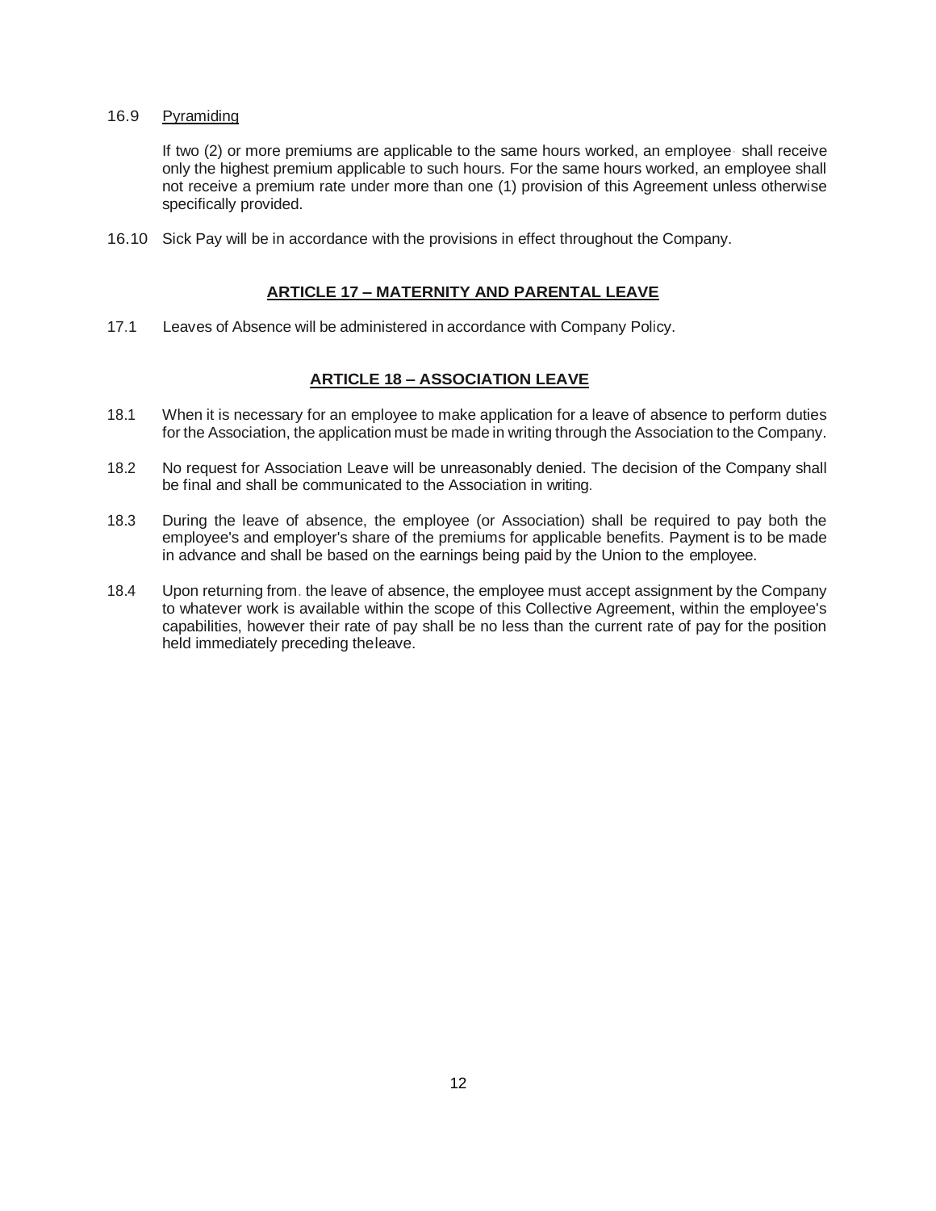16.9 Pyramiding

If two (2) or more premiums are applicable to the same hours worked, an employee shall receive only the highest premium applicable to such hours. For the same hours worked, an employee shall not receive a premium rate under more than one (1) provision of this Agreement unless otherwise specifically provided.

16.10 Sick Pay will be in accordance with the provisions in effect throughout the Company.

## ARTICLE 17 – MATERNITY AND PARENTAL LEAVE

17.1 Leaves of Absence will be administered in accordance with Company Policy.

## ARTICLE 18 – ASSOCIATION LEAVE

18.1 When it is necessary for an employee to make application for a leave of absence to perform duties for the Association, the application must be made in writing through the Association to the Company.

18.2 No request for Association Leave will be unreasonably denied. The decision of the Company shall be final and shall be communicated to the Association in writing.

18.3 During the leave of absence, the employee (or Association) shall be required to pay both the employee's and employer's share of the premiums for applicable benefits. Payment is to be made in advance and shall be based on the earnings being paid by the Union to the employee.

18.4 Upon returning from the leave of absence, the employee must accept assignment by the Company to whatever work is available within the scope of this Collective Agreement, within the employee's capabilities, however their rate of pay shall be no less than the current rate of pay for the position held immediately preceding theleave.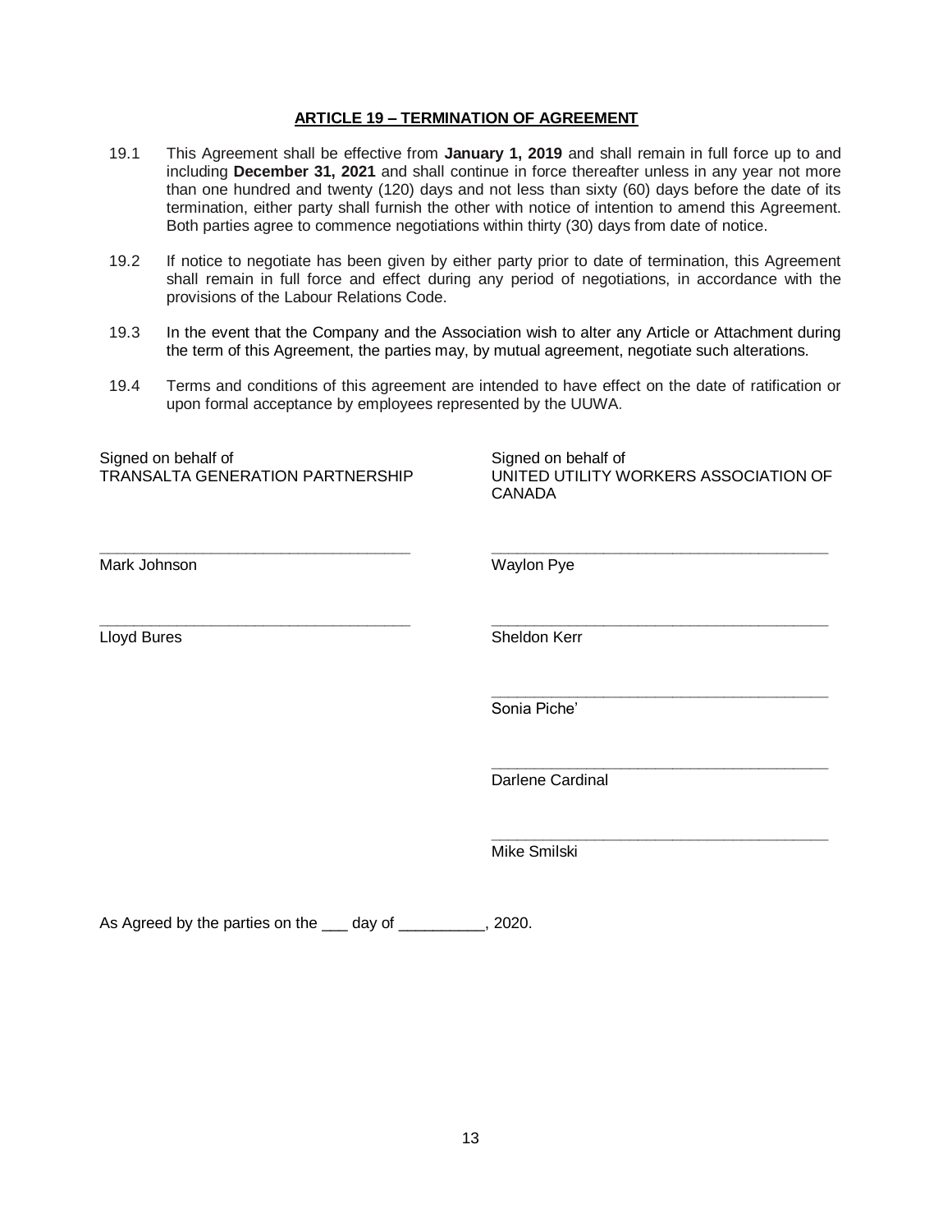## ARTICLE 19 – TERMINATION OF AGREEMENT

19.1 This Agreement shall be effective from **January 1, 2019** and shall remain in full force up to and including **December 31, 2021** and shall continue in force thereafter unless in any year not more than one hundred and twenty (120) days and not less than sixty (60) days before the date of its termination, either party shall furnish the other with notice of intention to amend this Agreement. Both parties agree to commence negotiations within thirty (30) days from date of notice.

19.2 If notice to negotiate has been given by either party prior to date of termination, this Agreement shall remain in full force and effect during any period of negotiations, in accordance with the provisions of the Labour Relations Code.

19.3 In the event that the Company and the Association wish to alter any Article or Attachment during the term of this Agreement, the parties may, by mutual agreement, negotiate such alterations.

19.4 Terms and conditions of this agreement are intended to have effect on the date of ratification or upon formal acceptance by employees represented by the UUWA.

Signed on behalf of
TRANSALTA GENERATION PARTNERSHIP

____________________________________
Mark Johnson

____________________________________
Lloyd Bures

Signed on behalf of
UNITED UTILITY WORKERS ASSOCIATION OF CANADA

____________________________________
Waylon Pye

____________________________________
Sheldon Kerr

____________________________________
Sonia Piche'

____________________________________
Darlene Cardinal

____________________________________
Mike Smilski

As Agreed by the parties on the ___ day of __________, 2020.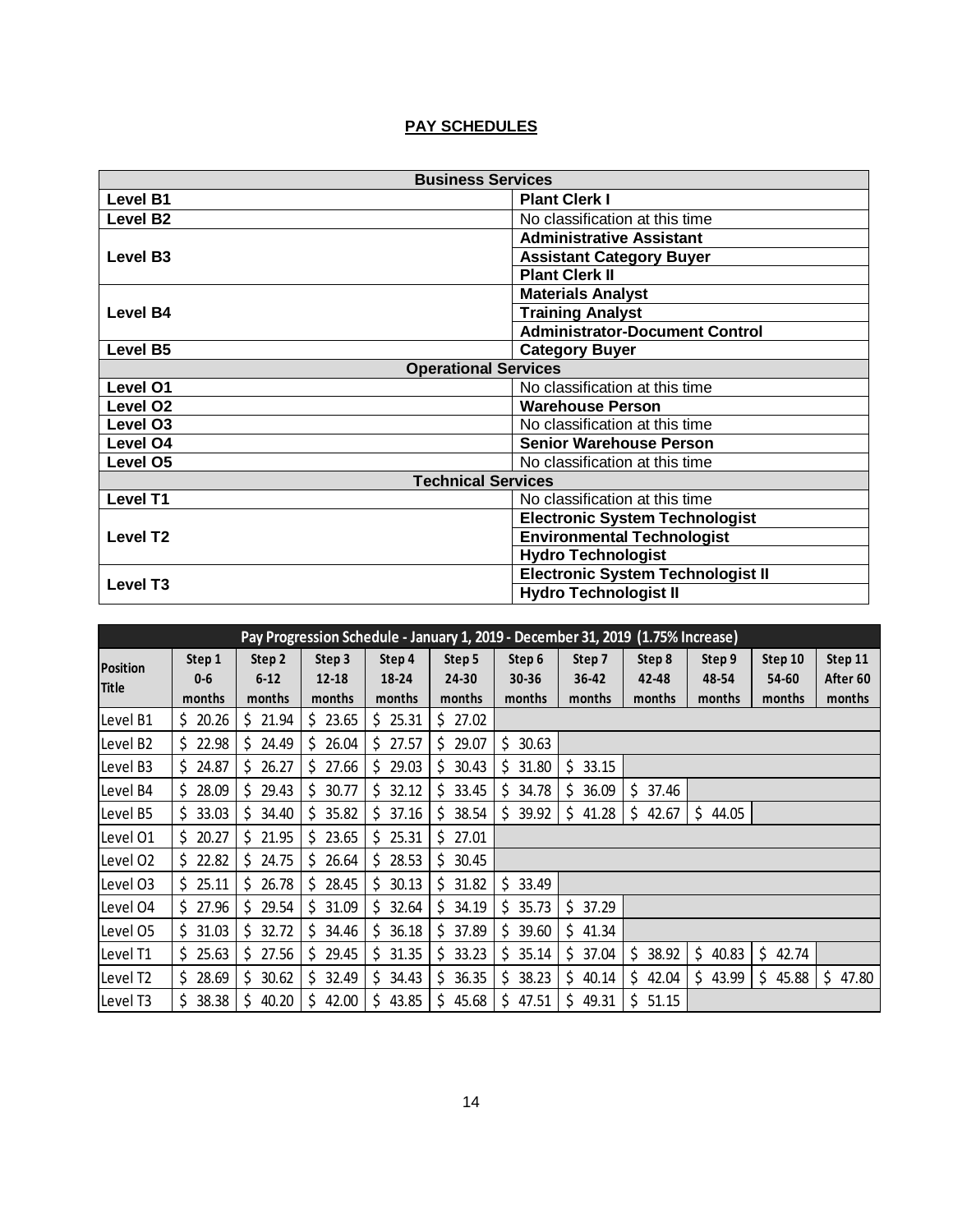## PAY SCHEDULES

| Business Services | |
|---|---|
| **Level B1** | **Plant Clerk I** |
| **Level B2** | No classification at this time |
| **Level B3** | **Administrative Assistant** |
| | **Assistant Category Buyer** |
| | **Plant Clerk II** |
| **Level B4** | **Materials Analyst** |
| | **Training Analyst** |
| | **Administrator-Document Control** |
| **Level B5** | **Category Buyer** |
| **Operational Services** | |
| **Level O1** | No classification at this time |
| **Level O2** | **Warehouse Person** |
| **Level O3** | No classification at this time |
| **Level O4** | **Senior Warehouse Person** |
| **Level O5** | No classification at this time |
| **Technical Services** | |
| **Level T1** | No classification at this time |
| **Level T2** | **Electronic System Technologist** |
| | **Environmental Technologist** |
| | **Hydro Technologist** |
| **Level T3** | **Electronic System Technologist II** |
| | **Hydro Technologist II** |

| Pay Progression Schedule - January 1, 2019 - December 31, 2019 (1.75% Increase) | | | | | | | | | | | |
|---|---|---|---|---|---|---|---|---|---|---|---|
| **Position Title** | **Step 1 0-6 months** | **Step 2 6-12 months** | **Step 3 12-18 months** | **Step 4 18-24 months** | **Step 5 24-30 months** | **Step 6 30-36 months** | **Step 7 36-42 months** | **Step 8 42-48 months** | **Step 9 48-54 months** | **Step 10 54-60 months** | **Step 11 After 60 months** |
| Level B1 | $ 20.26 | $ 21.94 | $ 23.65 | $ 25.31 | $ 27.02 | | | | | | |
| Level B2 | $ 22.98 | $ 24.49 | $ 26.04 | $ 27.57 | $ 29.07 | $ 30.63 | | | | | |
| Level B3 | $ 24.87 | $ 26.27 | $ 27.66 | $ 29.03 | $ 30.43 | $ 31.80 | $ 33.15 | | | | |
| Level B4 | $ 28.09 | $ 29.43 | $ 30.77 | $ 32.12 | $ 33.45 | $ 34.78 | $ 36.09 | $ 37.46 | | | |
| Level B5 | $ 33.03 | $ 34.40 | $ 35.82 | $ 37.16 | $ 38.54 | $ 39.92 | $ 41.28 | $ 42.67 | $ 44.05 | | |
| Level O1 | $ 20.27 | $ 21.95 | $ 23.65 | $ 25.31 | $ 27.01 | | | | | | |
| Level O2 | $ 22.82 | $ 24.75 | $ 26.64 | $ 28.53 | $ 30.45 | | | | | | |
| Level O3 | $ 25.11 | $ 26.78 | $ 28.45 | $ 30.13 | $ 31.82 | $ 33.49 | | | | | |
| Level O4 | $ 27.96 | $ 29.54 | $ 31.09 | $ 32.64 | $ 34.19 | $ 35.73 | $ 37.29 | | | | |
| Level O5 | $ 31.03 | $ 32.72 | $ 34.46 | $ 36.18 | $ 37.89 | $ 39.60 | $ 41.34 | | | | |
| Level T1 | $ 25.63 | $ 27.56 | $ 29.45 | $ 31.35 | $ 33.23 | $ 35.14 | $ 37.04 | $ 38.92 | $ 40.83 | $ 42.74 | |
| Level T2 | $ 28.69 | $ 30.62 | $ 32.49 | $ 34.43 | $ 36.35 | $ 38.23 | $ 40.14 | $ 42.04 | $ 43.99 | $ 45.88 | $ 47.80 |
| Level T3 | $ 38.38 | $ 40.20 | $ 42.00 | $ 43.85 | $ 45.68 | $ 47.51 | $ 49.31 | $ 51.15 | | | |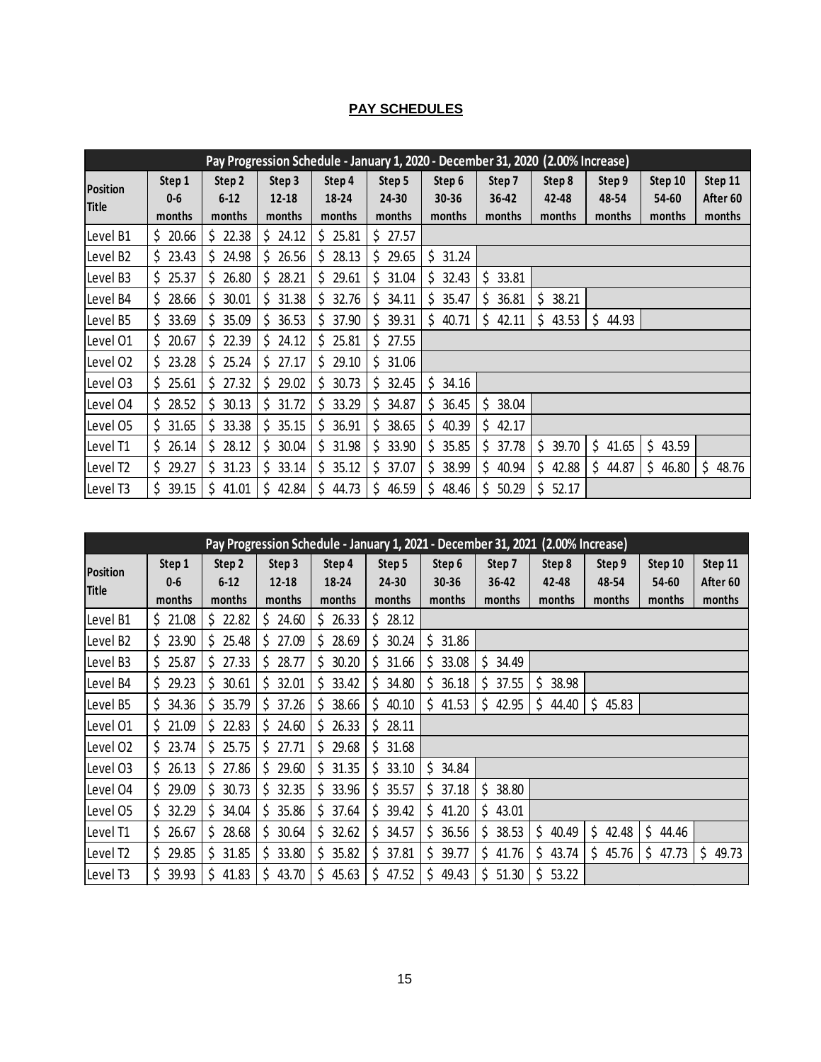## PAY SCHEDULES

| Pay Progression Schedule - January 1, 2020 - December 31, 2020 (2.00% Increase) | | | | | | | | | | | |
|---|---|---|---|---|---|---|---|---|---|---|---|
| Position Title | Step 1 0-6 months | Step 2 6-12 months | Step 3 12-18 months | Step 4 18-24 months | Step 5 24-30 months | Step 6 30-36 months | Step 7 36-42 months | Step 8 42-48 months | Step 9 48-54 months | Step 10 54-60 months | Step 11 After 60 months |
| Level B1 | $ 20.66 | $ 22.38 | $ 24.12 | $ 25.81 | $ 27.57 | | | | | | |
| Level B2 | $ 23.43 | $ 24.98 | $ 26.56 | $ 28.13 | $ 29.65 | $ 31.24 | | | | | |
| Level B3 | $ 25.37 | $ 26.80 | $ 28.21 | $ 29.61 | $ 31.04 | $ 32.43 | $ 33.81 | | | | |
| Level B4 | $ 28.66 | $ 30.01 | $ 31.38 | $ 32.76 | $ 34.11 | $ 35.47 | $ 36.81 | $ 38.21 | | | |
| Level B5 | $ 33.69 | $ 35.09 | $ 36.53 | $ 37.90 | $ 39.31 | $ 40.71 | $ 42.11 | $ 43.53 | $ 44.93 | | |
| Level O1 | $ 20.67 | $ 22.39 | $ 24.12 | $ 25.81 | $ 27.55 | | | | | | |
| Level O2 | $ 23.28 | $ 25.24 | $ 27.17 | $ 29.10 | $ 31.06 | | | | | | |
| Level O3 | $ 25.61 | $ 27.32 | $ 29.02 | $ 30.73 | $ 32.45 | $ 34.16 | | | | | |
| Level O4 | $ 28.52 | $ 30.13 | $ 31.72 | $ 33.29 | $ 34.87 | $ 36.45 | $ 38.04 | | | | |
| Level O5 | $ 31.65 | $ 33.38 | $ 35.15 | $ 36.91 | $ 38.65 | $ 40.39 | $ 42.17 | | | | |
| Level T1 | $ 26.14 | $ 28.12 | $ 30.04 | $ 31.98 | $ 33.90 | $ 35.85 | $ 37.78 | $ 39.70 | $ 41.65 | $ 43.59 | |
| Level T2 | $ 29.27 | $ 31.23 | $ 33.14 | $ 35.12 | $ 37.07 | $ 38.99 | $ 40.94 | $ 42.88 | $ 44.87 | $ 46.80 | $ 48.76 |
| Level T3 | $ 39.15 | $ 41.01 | $ 42.84 | $ 44.73 | $ 46.59 | $ 48.46 | $ 50.29 | $ 52.17 | | | |

| Pay Progression Schedule - January 1, 2021 - December 31, 2021 (2.00% Increase) | | | | | | | | | | | |
|---|---|---|---|---|---|---|---|---|---|---|---|
| Position Title | Step 1 0-6 months | Step 2 6-12 months | Step 3 12-18 months | Step 4 18-24 months | Step 5 24-30 months | Step 6 30-36 months | Step 7 36-42 months | Step 8 42-48 months | Step 9 48-54 months | Step 10 54-60 months | Step 11 After 60 months |
| Level B1 | $ 21.08 | $ 22.82 | $ 24.60 | $ 26.33 | $ 28.12 | | | | | | |
| Level B2 | $ 23.90 | $ 25.48 | $ 27.09 | $ 28.69 | $ 30.24 | $ 31.86 | | | | | |
| Level B3 | $ 25.87 | $ 27.33 | $ 28.77 | $ 30.20 | $ 31.66 | $ 33.08 | $ 34.49 | | | | |
| Level B4 | $ 29.23 | $ 30.61 | $ 32.01 | $ 33.42 | $ 34.80 | $ 36.18 | $ 37.55 | $ 38.98 | | | |
| Level B5 | $ 34.36 | $ 35.79 | $ 37.26 | $ 38.66 | $ 40.10 | $ 41.53 | $ 42.95 | $ 44.40 | $ 45.83 | | |
| Level O1 | $ 21.09 | $ 22.83 | $ 24.60 | $ 26.33 | $ 28.11 | | | | | | |
| Level O2 | $ 23.74 | $ 25.75 | $ 27.71 | $ 29.68 | $ 31.68 | | | | | | |
| Level O3 | $ 26.13 | $ 27.86 | $ 29.60 | $ 31.35 | $ 33.10 | $ 34.84 | | | | | |
| Level O4 | $ 29.09 | $ 30.73 | $ 32.35 | $ 33.96 | $ 35.57 | $ 37.18 | $ 38.80 | | | | |
| Level O5 | $ 32.29 | $ 34.04 | $ 35.86 | $ 37.64 | $ 39.42 | $ 41.20 | $ 43.01 | | | | |
| Level T1 | $ 26.67 | $ 28.68 | $ 30.64 | $ 32.62 | $ 34.57 | $ 36.56 | $ 38.53 | $ 40.49 | $ 42.48 | $ 44.46 | |
| Level T2 | $ 29.85 | $ 31.85 | $ 33.80 | $ 35.82 | $ 37.81 | $ 39.77 | $ 41.76 | $ 43.74 | $ 45.76 | $ 47.73 | $ 49.73 |
| Level T3 | $ 39.93 | $ 41.83 | $ 43.70 | $ 45.63 | $ 47.52 | $ 49.43 | $ 51.30 | $ 53.22 | | | |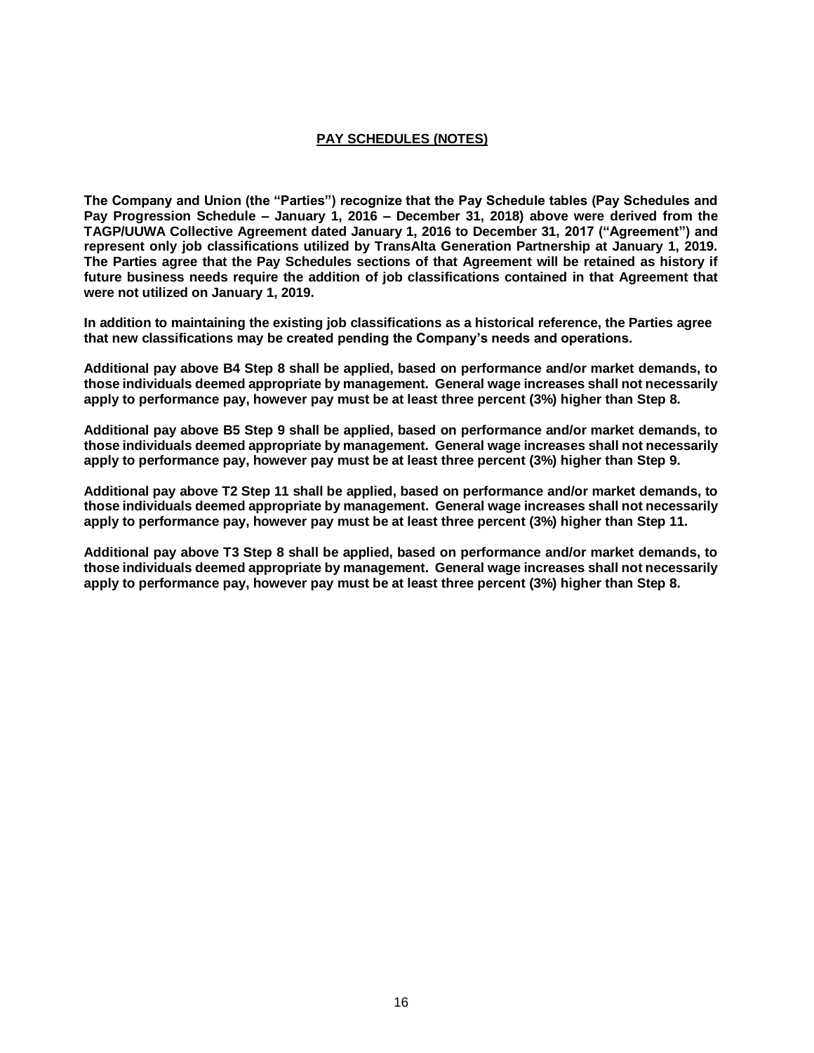## PAY SCHEDULES (NOTES)

**The Company and Union (the "Parties") recognize that the Pay Schedule tables (Pay Schedules and Pay Progression Schedule – January 1, 2016 – December 31, 2018) above were derived from the TAGP/UUWA Collective Agreement dated January 1, 2016 to December 31, 2017 ("Agreement") and represent only job classifications utilized by TransAlta Generation Partnership at January 1, 2019. The Parties agree that the Pay Schedules sections of that Agreement will be retained as history if future business needs require the addition of job classifications contained in that Agreement that were not utilized on January 1, 2019.**

**In addition to maintaining the existing job classifications as a historical reference, the Parties agree that new classifications may be created pending the Company's needs and operations.**

**Additional pay above B4 Step 8 shall be applied, based on performance and/or market demands, to those individuals deemed appropriate by management. General wage increases shall not necessarily apply to performance pay, however pay must be at least three percent (3%) higher than Step 8.**

**Additional pay above B5 Step 9 shall be applied, based on performance and/or market demands, to those individuals deemed appropriate by management. General wage increases shall not necessarily apply to performance pay, however pay must be at least three percent (3%) higher than Step 9.**

**Additional pay above T2 Step 11 shall be applied, based on performance and/or market demands, to those individuals deemed appropriate by management. General wage increases shall not necessarily apply to performance pay, however pay must be at least three percent (3%) higher than Step 11.**

**Additional pay above T3 Step 8 shall be applied, based on performance and/or market demands, to those individuals deemed appropriate by management. General wage increases shall not necessarily apply to performance pay, however pay must be at least three percent (3%) higher than Step 8.**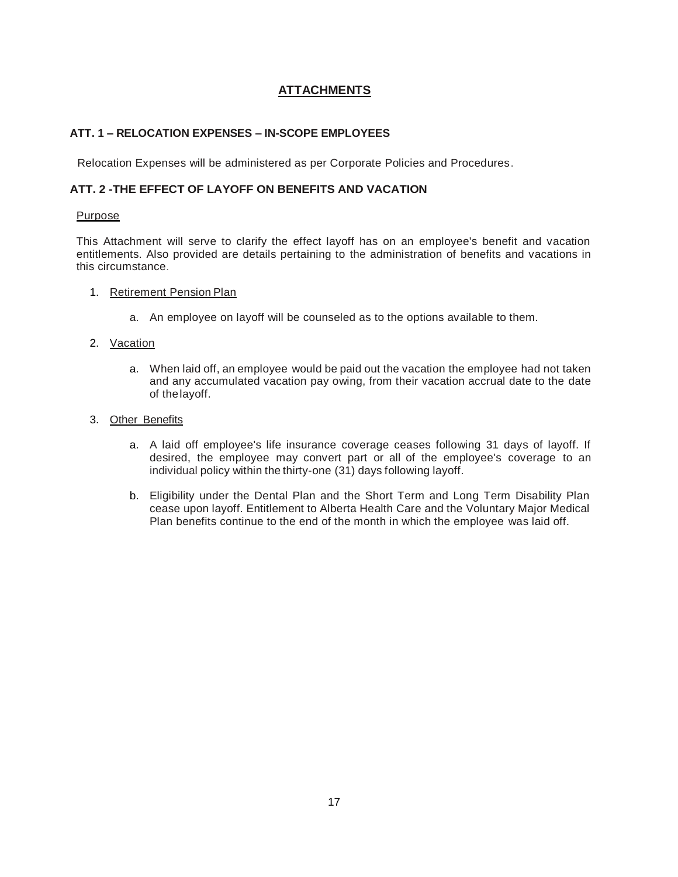# ATTACHMENTS

## ATT. 1 – RELOCATION EXPENSES – IN-SCOPE EMPLOYEES

Relocation Expenses will be administered as per Corporate Policies and Procedures.

## ATT. 2 -THE EFFECT OF LAYOFF ON BENEFITS AND VACATION

Purpose

This Attachment will serve to clarify the effect layoff has on an employee's benefit and vacation entitlements. Also provided are details pertaining to the administration of benefits and vacations in this circumstance.

1. Retirement Pension Plan

   a. An employee on layoff will be counseled as to the options available to them.

2. Vacation

   a. When laid off, an employee would be paid out the vacation the employee had not taken and any accumulated vacation pay owing, from their vacation accrual date to the date of the layoff.

3. Other Benefits

   a. A laid off employee's life insurance coverage ceases following 31 days of layoff. If desired, the employee may convert part or all of the employee's coverage to an individual policy within the thirty-one (31) days following layoff.

   b. Eligibility under the Dental Plan and the Short Term and Long Term Disability Plan cease upon layoff. Entitlement to Alberta Health Care and the Voluntary Major Medical Plan benefits continue to the end of the month in which the employee was laid off.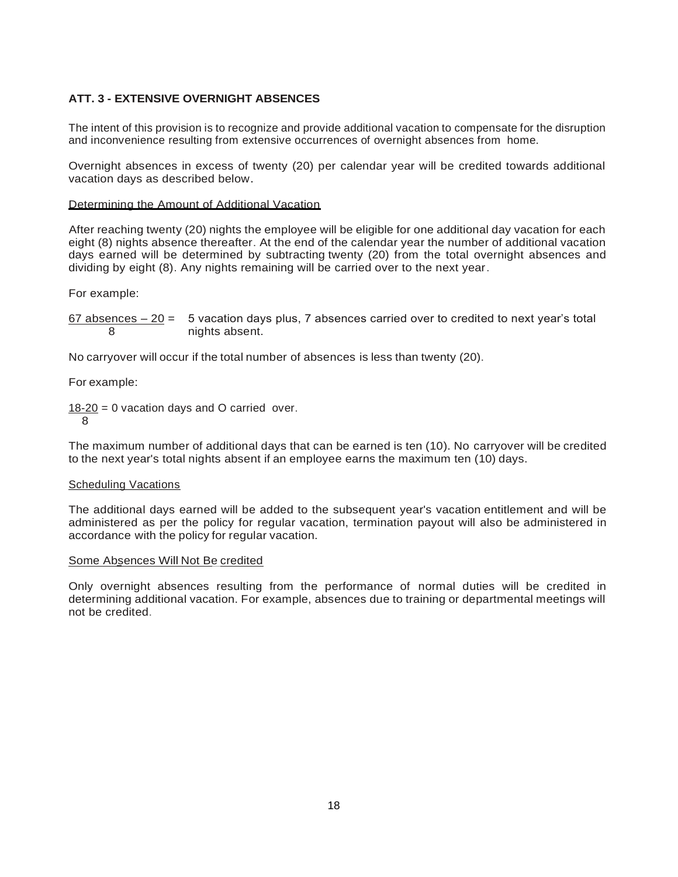## ATT. 3 - EXTENSIVE OVERNIGHT ABSENCES

The intent of this provision is to recognize and provide additional vacation to compensate for the disruption and inconvenience resulting from extensive occurrences of overnight absences from home.

Overnight absences in excess of twenty (20) per calendar year will be credited towards additional vacation days as described below.

### Determining the Amount of Additional Vacation

After reaching twenty (20) nights the employee will be eligible for one additional day vacation for each eight (8) nights absence thereafter. At the end of the calendar year the number of additional vacation days earned will be determined by subtracting twenty (20) from the total overnight absences and dividing by eight (8). Any nights remaining will be carried over to the next year.

For example:

$\frac{67 \text{ absences} - 20}{8}$ = 5 vacation days plus, 7 absences carried over to credited to next year's total nights absent.

No carryover will occur if the total number of absences is less than twenty (20).

For example:

$\frac{18-20}{8}$ = 0 vacation days and O carried over.

The maximum number of additional days that can be earned is ten (10). No carryover will be credited to the next year's total nights absent if an employee earns the maximum ten (10) days.

### Scheduling Vacations

The additional days earned will be added to the subsequent year's vacation entitlement and will be administered as per the policy for regular vacation, termination payout will also be administered in accordance with the policy for regular vacation.

### Some Absences Will Not Be credited

Only overnight absences resulting from the performance of normal duties will be credited in determining additional vacation. For example, absences due to training or departmental meetings will not be credited.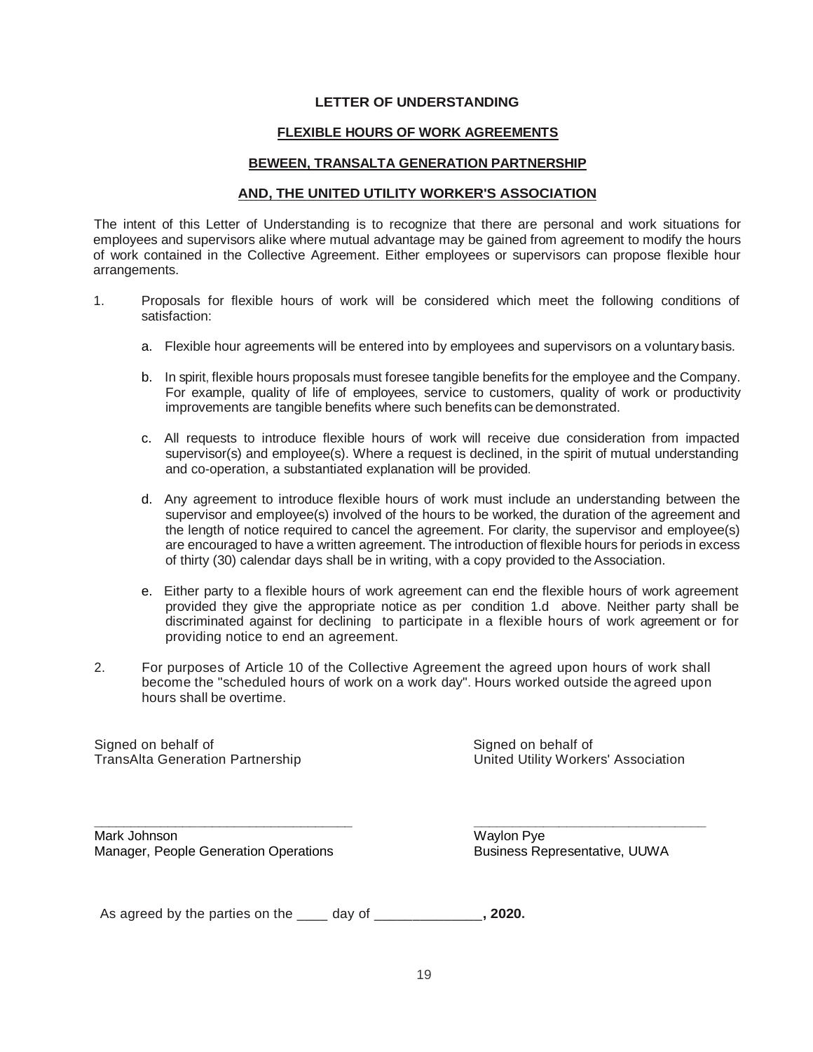**LETTER OF UNDERSTANDING**

**FLEXIBLE HOURS OF WORK AGREEMENTS**

**BEWEEN, TRANSALTA GENERATION PARTNERSHIP**

**AND, THE UNITED UTILITY WORKER'S ASSOCIATION**

The intent of this Letter of Understanding is to recognize that there are personal and work situations for employees and supervisors alike where mutual advantage may be gained from agreement to modify the hours of work contained in the Collective Agreement. Either employees or supervisors can propose flexible hour arrangements.

1. Proposals for flexible hours of work will be considered which meet the following conditions of satisfaction:

   a. Flexible hour agreements will be entered into by employees and supervisors on a voluntary basis.

   b. In spirit, flexible hours proposals must foresee tangible benefits for the employee and the Company. For example, quality of life of employees, service to customers, quality of work or productivity improvements are tangible benefits where such benefits can be demonstrated.

   c. All requests to introduce flexible hours of work will receive due consideration from impacted supervisor(s) and employee(s). Where a request is declined, in the spirit of mutual understanding and co-operation, a substantiated explanation will be provided.

   d. Any agreement to introduce flexible hours of work must include an understanding between the supervisor and employee(s) involved of the hours to be worked, the duration of the agreement and the length of notice required to cancel the agreement. For clarity, the supervisor and employee(s) are encouraged to have a written agreement. The introduction of flexible hours for periods in excess of thirty (30) calendar days shall be in writing, with a copy provided to the Association.

   e. Either party to a flexible hours of work agreement can end the flexible hours of work agreement provided they give the appropriate notice as per condition 1.d above. Neither party shall be discriminated against for declining to participate in a flexible hours of work agreement or for providing notice to end an agreement.

2. For purposes of Article 10 of the Collective Agreement the agreed upon hours of work shall become the "scheduled hours of work on a work day". Hours worked outside the agreed upon hours shall be overtime.

Signed on behalf of
TransAlta Generation Partnership

\_\_\_\_\_\_\_\_\_\_\_\_\_\_\_\_\_\_\_\_\_\_\_\_\_\_\_\_\_\_\_\_
Mark Johnson
Manager, People Generation Operations

Signed on behalf of
United Utility Workers' Association

\_\_\_\_\_\_\_\_\_\_\_\_\_\_\_\_\_\_\_\_\_\_\_\_\_\_\_\_\_\_\_\_
Waylon Pye
Business Representative, UUWA

As agreed by the parties on the ____ day of ______________**, 2020.**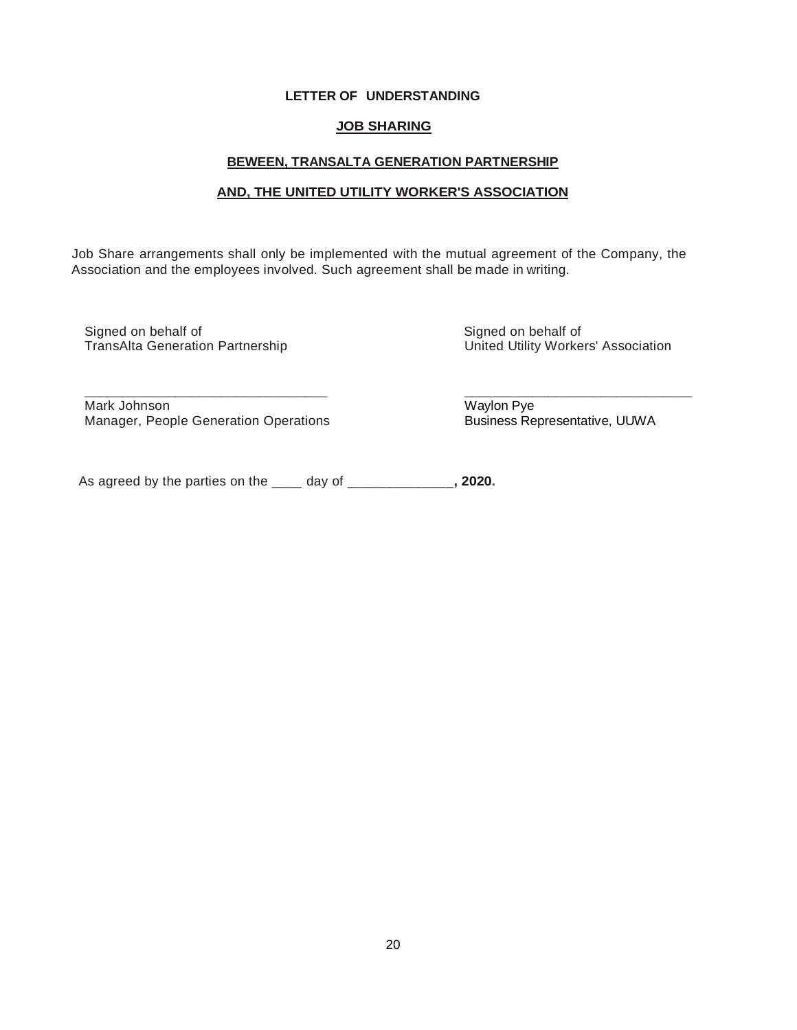**LETTER OF UNDERSTANDING**

**JOB SHARING**

**BEWEEN, TRANSALTA GENERATION PARTNERSHIP**

**AND, THE UNITED UTILITY WORKER'S ASSOCIATION**

Job Share arrangements shall only be implemented with the mutual agreement of the Company, the Association and the employees involved. Such agreement shall be made in writing.

Signed on behalf of
TransAlta Generation Partnership

_________________________________
Mark Johnson
Manager, People Generation Operations

Signed on behalf of
United Utility Workers' Association

_________________________________
Waylon Pye
Business Representative, UUWA

As agreed by the parties on the ____ day of ______________**, 2020.**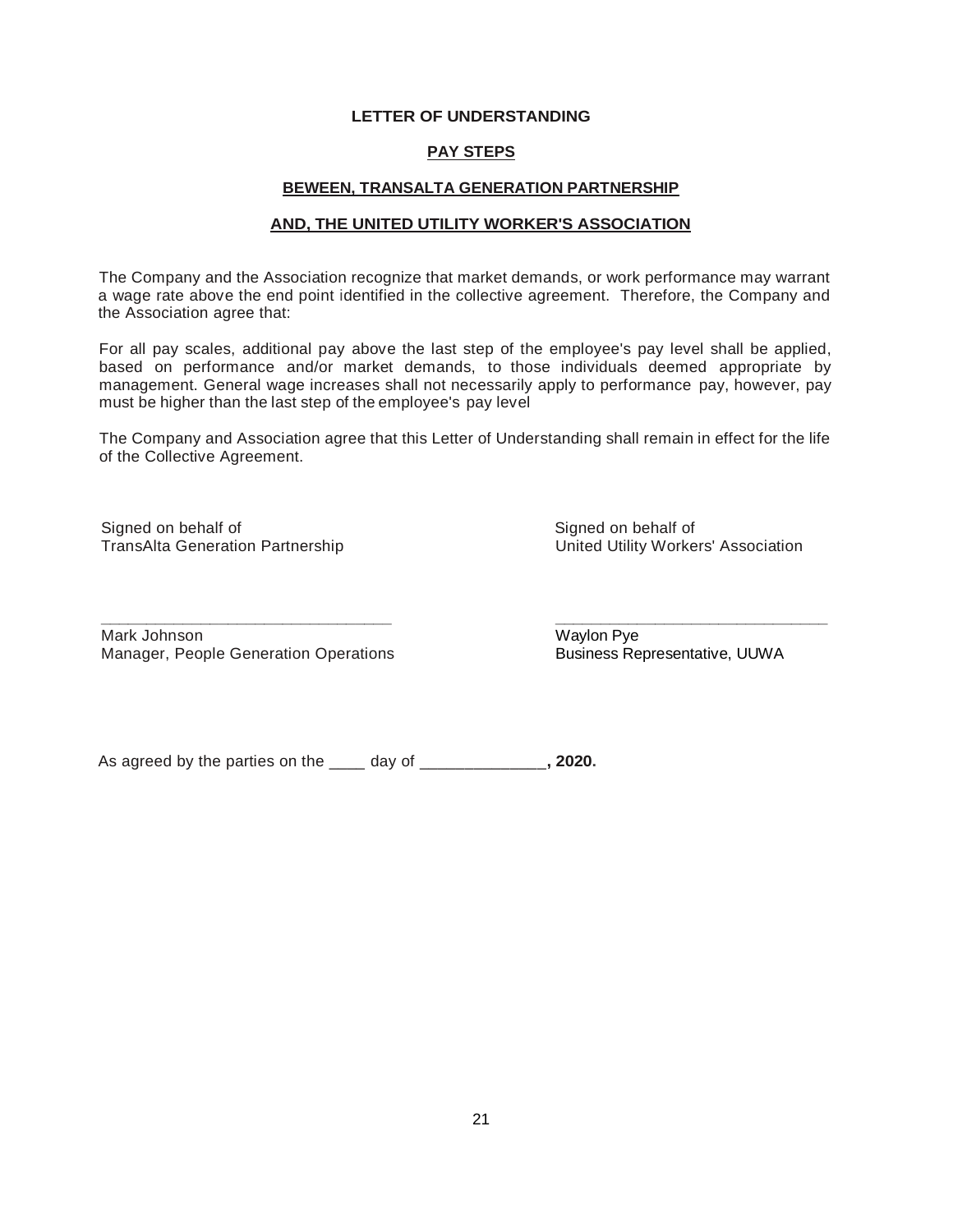**LETTER OF UNDERSTANDING**

**PAY STEPS**

**BEWEEN, TRANSALTA GENERATION PARTNERSHIP**

**AND, THE UNITED UTILITY WORKER'S ASSOCIATION**

The Company and the Association recognize that market demands, or work performance may warrant a wage rate above the end point identified in the collective agreement. Therefore, the Company and the Association agree that:

For all pay scales, additional pay above the last step of the employee's pay level shall be applied, based on performance and/or market demands, to those individuals deemed appropriate by management. General wage increases shall not necessarily apply to performance pay, however, pay must be higher than the last step of the employee's pay level

The Company and Association agree that this Letter of Understanding shall remain in effect for the life of the Collective Agreement.

Signed on behalf of
TransAlta Generation Partnership

\_\_\_\_\_\_\_\_\_\_\_\_\_\_\_\_\_\_\_\_\_\_\_\_\_\_\_\_\_\_\_\_
Mark Johnson
Manager, People Generation Operations

Signed on behalf of
United Utility Workers' Association

\_\_\_\_\_\_\_\_\_\_\_\_\_\_\_\_\_\_\_\_\_\_\_\_\_\_\_\_\_\_\_\_
Waylon Pye
Business Representative, UUWA

As agreed by the parties on the \_\_\_\_ day of \_\_\_\_\_\_\_\_\_\_\_\_\_\_**, 2020.**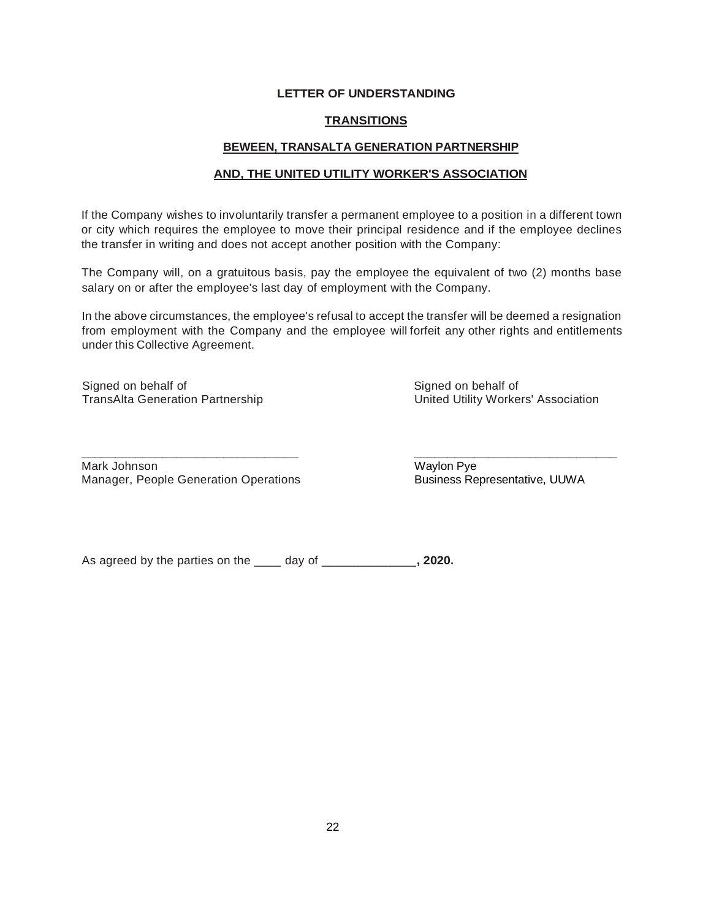**LETTER OF UNDERSTANDING**

**TRANSITIONS**

**BEWEEN, TRANSALTA GENERATION PARTNERSHIP**

**AND, THE UNITED UTILITY WORKER'S ASSOCIATION**

If the Company wishes to involuntarily transfer a permanent employee to a position in a different town or city which requires the employee to move their principal residence and if the employee declines the transfer in writing and does not accept another position with the Company:

The Company will, on a gratuitous basis, pay the employee the equivalent of two (2) months base salary on or after the employee's last day of employment with the Company.

In the above circumstances, the employee's refusal to accept the transfer will be deemed a resignation from employment with the Company and the employee will forfeit any other rights and entitlements under this Collective Agreement.

Signed on behalf of
TransAlta Generation Partnership

\_\_\_\_\_\_\_\_\_\_\_\_\_\_\_\_\_\_\_\_\_\_\_\_\_\_\_\_\_\_\_\_
Mark Johnson
Manager, People Generation Operations

Signed on behalf of
United Utility Workers' Association

\_\_\_\_\_\_\_\_\_\_\_\_\_\_\_\_\_\_\_\_\_\_\_\_\_\_\_\_\_\_\_\_
Waylon Pye
Business Representative, UUWA

As agreed by the parties on the \_\_\_\_ day of \_\_\_\_\_\_\_\_\_\_\_\_\_\_**, 2020.**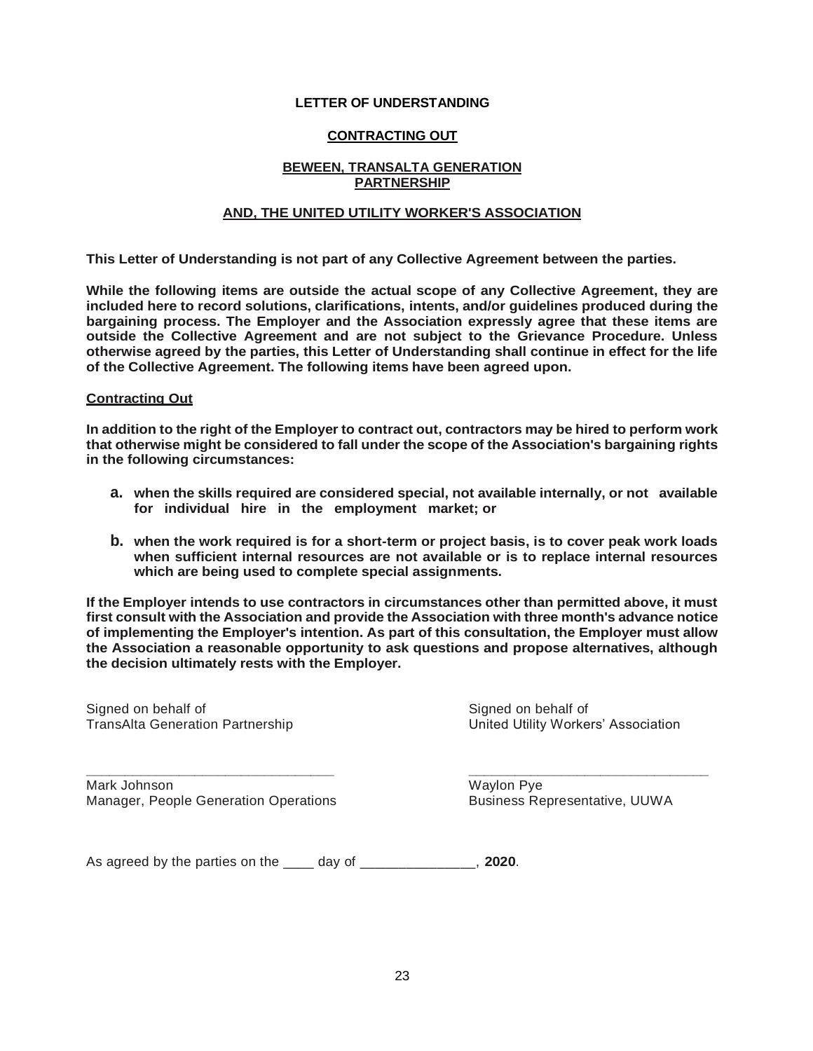**LETTER OF UNDERSTANDING**

**CONTRACTING OUT**

**BEWEEN, TRANSALTA GENERATION PARTNERSHIP**

**AND, THE UNITED UTILITY WORKER'S ASSOCIATION**

**This Letter of Understanding is not part of any Collective Agreement between the parties.**

**While the following items are outside the actual scope of any Collective Agreement, they are included here to record solutions, clarifications, intents, and/or guidelines produced during the bargaining process. The Employer and the Association expressly agree that these items are outside the Collective Agreement and are not subject to the Grievance Procedure. Unless otherwise agreed by the parties, this Letter of Understanding shall continue in effect for the life of the Collective Agreement. The following items have been agreed upon.**

**Contracting Out**

**In addition to the right of the Employer to contract out, contractors may be hired to perform work that otherwise might be considered to fall under the scope of the Association's bargaining rights in the following circumstances:**

a. **when the skills required are considered special, not available internally, or not available for individual hire in the employment market; or**

b. **when the work required is for a short-term or project basis, is to cover peak work loads when sufficient internal resources are not available or is to replace internal resources which are being used to complete special assignments.**

**If the Employer intends to use contractors in circumstances other than permitted above, it must first consult with the Association and provide the Association with three month's advance notice of implementing the Employer's intention. As part of this consultation, the Employer must allow the Association a reasonable opportunity to ask questions and propose alternatives, although the decision ultimately rests with the Employer.**

| Signed on behalf of<br>TransAlta Generation Partnership | Signed on behalf of<br>United Utility Workers' Association |
|---|---|
| ______________________________ | ______________________________ |
| Mark Johnson<br>Manager, People Generation Operations | Waylon Pye<br>Business Representative, UUWA |

As agreed by the parties on the ____ day of _______________, **2020**.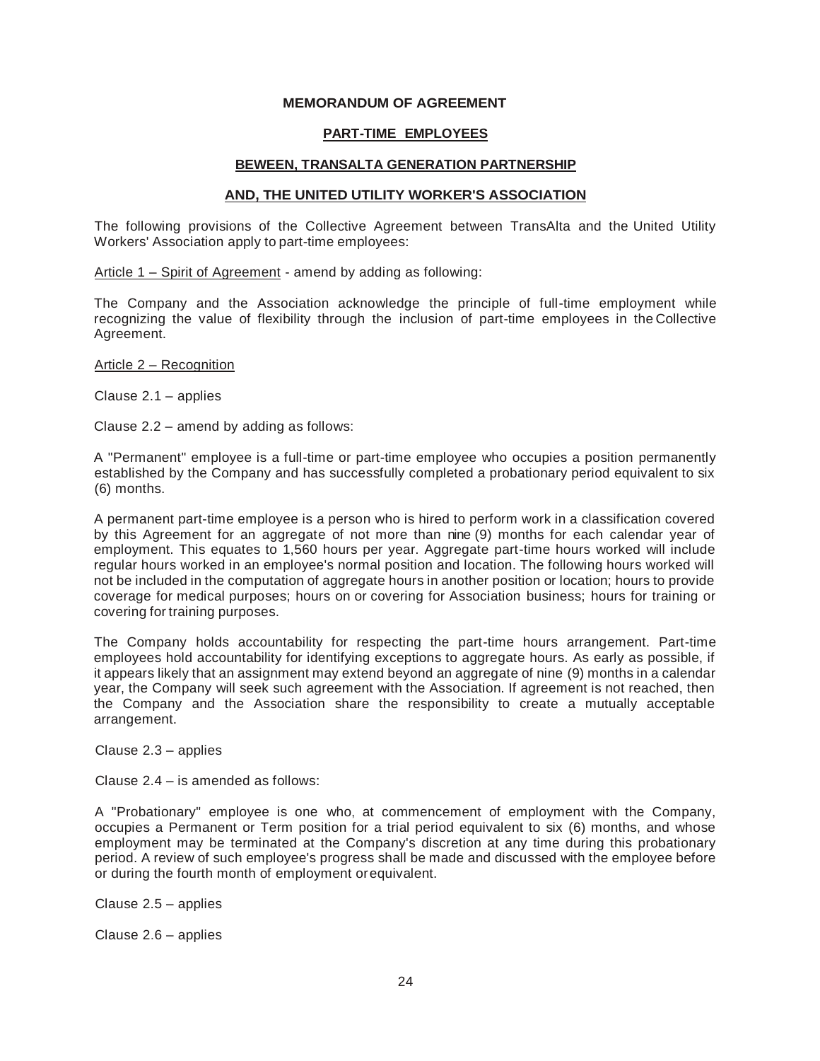**MEMORANDUM OF AGREEMENT**

**PART-TIME EMPLOYEES**

**BEWEEN, TRANSALTA GENERATION PARTNERSHIP**

**AND, THE UNITED UTILITY WORKER'S ASSOCIATION**

The following provisions of the Collective Agreement between TransAlta and the United Utility Workers' Association apply to part-time employees:

Article 1 – Spirit of Agreement - amend by adding as following:

The Company and the Association acknowledge the principle of full-time employment while recognizing the value of flexibility through the inclusion of part-time employees in the Collective Agreement.

Article 2 – Recognition

Clause 2.1 – applies

Clause 2.2 – amend by adding as follows:

A "Permanent" employee is a full-time or part-time employee who occupies a position permanently established by the Company and has successfully completed a probationary period equivalent to six (6) months.

A permanent part-time employee is a person who is hired to perform work in a classification covered by this Agreement for an aggregate of not more than nine (9) months for each calendar year of employment. This equates to 1,560 hours per year. Aggregate part-time hours worked will include regular hours worked in an employee's normal position and location. The following hours worked will not be included in the computation of aggregate hours in another position or location; hours to provide coverage for medical purposes; hours on or covering for Association business; hours for training or covering for training purposes.

The Company holds accountability for respecting the part-time hours arrangement. Part-time employees hold accountability for identifying exceptions to aggregate hours. As early as possible, if it appears likely that an assignment may extend beyond an aggregate of nine (9) months in a calendar year, the Company will seek such agreement with the Association. If agreement is not reached, then the Company and the Association share the responsibility to create a mutually acceptable arrangement.

Clause 2.3 – applies

Clause 2.4 – is amended as follows:

A "Probationary" employee is one who, at commencement of employment with the Company, occupies a Permanent or Term position for a trial period equivalent to six (6) months, and whose employment may be terminated at the Company's discretion at any time during this probationary period. A review of such employee's progress shall be made and discussed with the employee before or during the fourth month of employment or equivalent.

Clause 2.5 – applies

Clause 2.6 – applies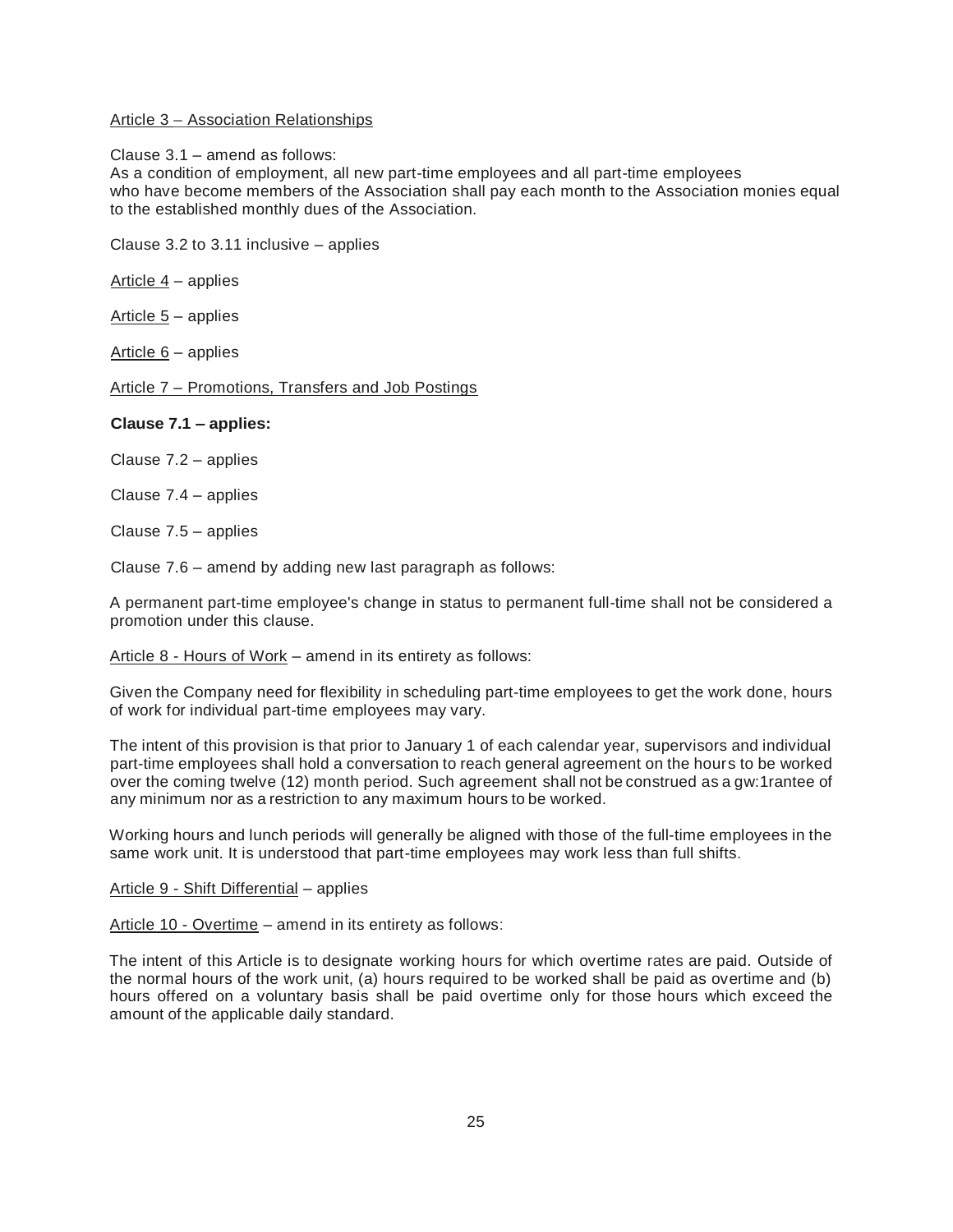Article 3 – Association Relationships

Clause 3.1 – amend as follows:
As a condition of employment, all new part-time employees and all part-time employees who have become members of the Association shall pay each month to the Association monies equal to the established monthly dues of the Association.

Clause 3.2 to 3.11 inclusive – applies

Article 4 – applies

Article 5 – applies

Article 6 – applies

Article 7 – Promotions, Transfers and Job Postings

**Clause 7.1 – applies:**

Clause 7.2 – applies

Clause 7.4 – applies

Clause 7.5 – applies

Clause 7.6 – amend by adding new last paragraph as follows:

A permanent part-time employee's change in status to permanent full-time shall not be considered a promotion under this clause.

Article 8 - Hours of Work – amend in its entirety as follows:

Given the Company need for flexibility in scheduling part-time employees to get the work done, hours of work for individual part-time employees may vary.

The intent of this provision is that prior to January 1 of each calendar year, supervisors and individual part-time employees shall hold a conversation to reach general agreement on the hours to be worked over the coming twelve (12) month period. Such agreement shall not be construed as a gw:1rantee of any minimum nor as a restriction to any maximum hours to be worked.

Working hours and lunch periods will generally be aligned with those of the full-time employees in the same work unit. It is understood that part-time employees may work less than full shifts.

Article 9 - Shift Differential – applies

Article 10 - Overtime – amend in its entirety as follows:

The intent of this Article is to designate working hours for which overtime rates are paid. Outside of the normal hours of the work unit, (a) hours required to be worked shall be paid as overtime and (b) hours offered on a voluntary basis shall be paid overtime only for those hours which exceed the amount of the applicable daily standard.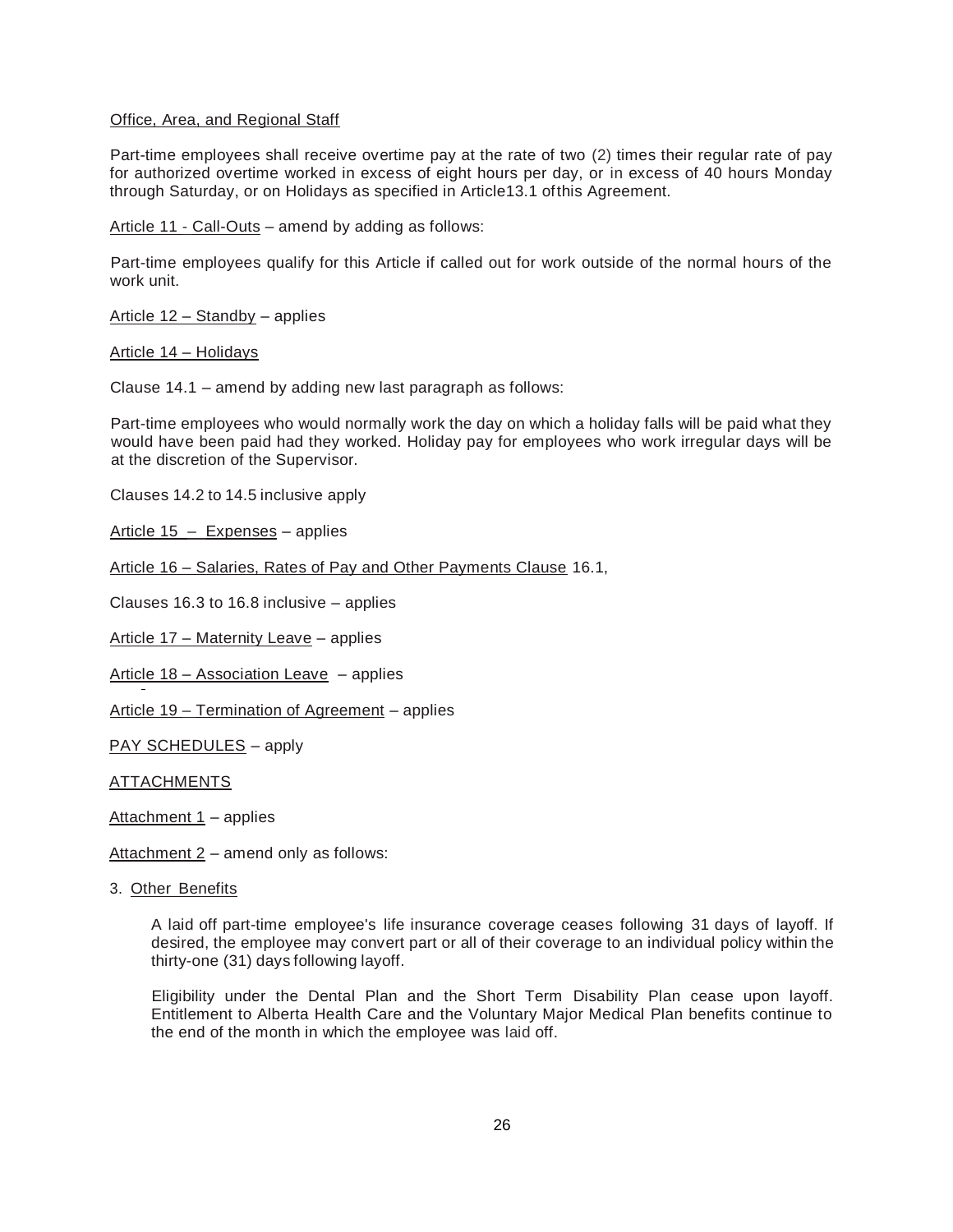Office, Area, and Regional Staff

Part-time employees shall receive overtime pay at the rate of two (2) times their regular rate of pay for authorized overtime worked in excess of eight hours per day, or in excess of 40 hours Monday through Saturday, or on Holidays as specified in Article13.1 ofthis Agreement.

Article 11 - Call-Outs – amend by adding as follows:

Part-time employees qualify for this Article if called out for work outside of the normal hours of the work unit.

Article 12 – Standby – applies

Article 14 – Holidays

Clause 14.1 – amend by adding new last paragraph as follows:

Part-time employees who would normally work the day on which a holiday falls will be paid what they would have been paid had they worked. Holiday pay for employees who work irregular days will be at the discretion of the Supervisor.

Clauses 14.2 to 14.5 inclusive apply

Article 15 – Expenses – applies

Article 16 – Salaries, Rates of Pay and Other Payments Clause 16.1,

Clauses 16.3 to 16.8 inclusive – applies

Article 17 – Maternity Leave – applies

Article 18 – Association Leave – applies

Article 19 – Termination of Agreement – applies

PAY SCHEDULES – apply

ATTACHMENTS

Attachment 1 – applies

Attachment 2 – amend only as follows:

3. Other Benefits

   A laid off part-time employee's life insurance coverage ceases following 31 days of layoff. If desired, the employee may convert part or all of their coverage to an individual policy within the thirty-one (31) days following layoff.

   Eligibility under the Dental Plan and the Short Term Disability Plan cease upon layoff. Entitlement to Alberta Health Care and the Voluntary Major Medical Plan benefits continue to the end of the month in which the employee was laid off.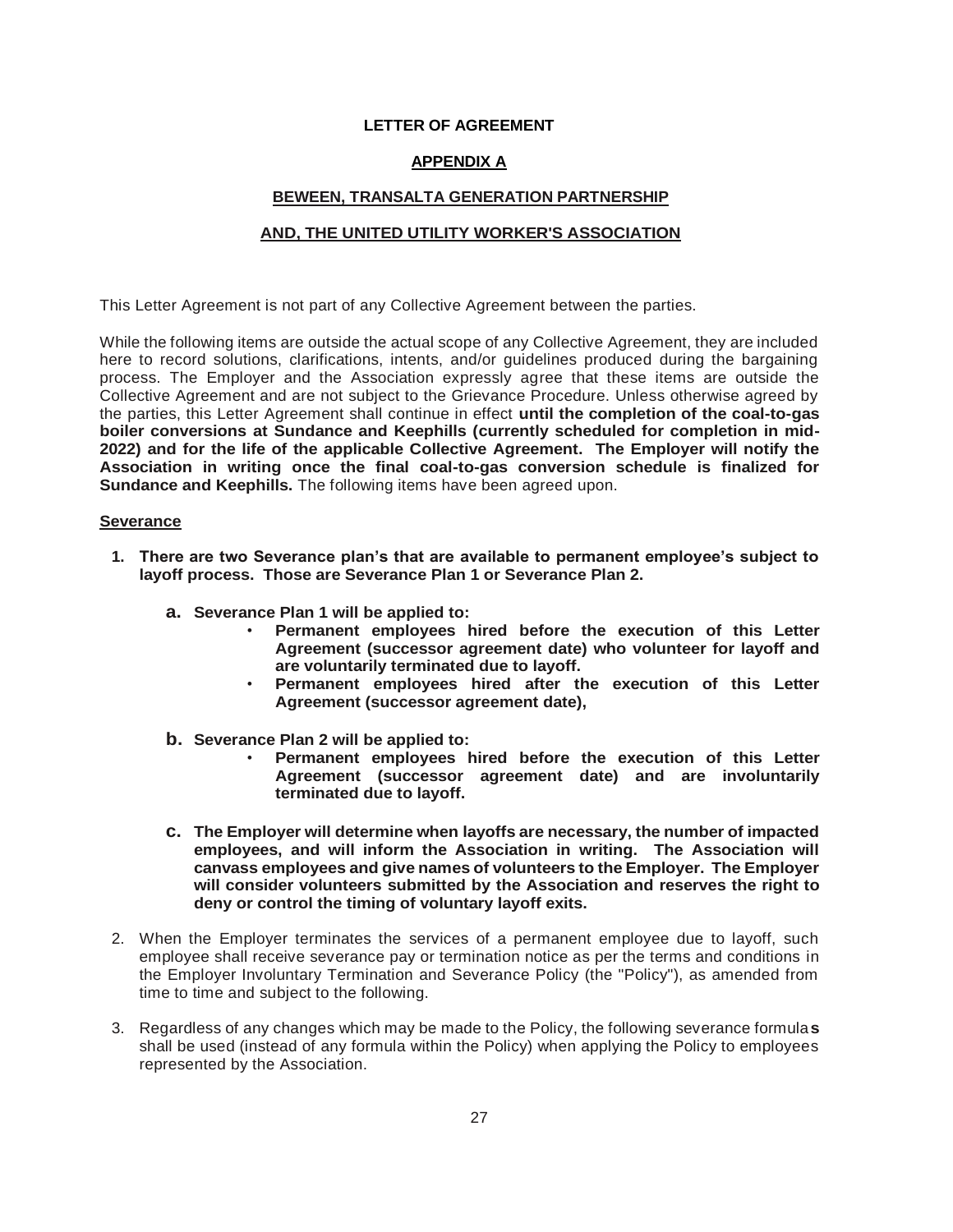**LETTER OF AGREEMENT**

**APPENDIX A**

**BEWEEN, TRANSALTA GENERATION PARTNERSHIP**

**AND, THE UNITED UTILITY WORKER'S ASSOCIATION**

This Letter Agreement is not part of any Collective Agreement between the parties.

While the following items are outside the actual scope of any Collective Agreement, they are included here to record solutions, clarifications, intents, and/or guidelines produced during the bargaining process. The Employer and the Association expressly agree that these items are outside the Collective Agreement and are not subject to the Grievance Procedure. Unless otherwise agreed by the parties, this Letter Agreement shall continue in effect **until the completion of the coal-to-gas boiler conversions at Sundance and Keephills (currently scheduled for completion in mid-2022) and for the life of the applicable Collective Agreement. The Employer will notify the Association in writing once the final coal-to-gas conversion schedule is finalized for Sundance and Keephills.** The following items have been agreed upon.

**Severance**

1. **There are two Severance plan's that are available to permanent employee's subject to layoff process. Those are Severance Plan 1 or Severance Plan 2.**
   - **a. Severance Plan 1 will be applied to:**
     - **Permanent employees hired before the execution of this Letter Agreement (successor agreement date) who volunteer for layoff and are voluntarily terminated due to layoff.**
     - **Permanent employees hired after the execution of this Letter Agreement (successor agreement date),**
   - **b. Severance Plan 2 will be applied to:**
     - **Permanent employees hired before the execution of this Letter Agreement (successor agreement date) and are involuntarily terminated due to layoff.**
   - **c. The Employer will determine when layoffs are necessary, the number of impacted employees, and will inform the Association in writing. The Association will canvass employees and give names of volunteers to the Employer. The Employer will consider volunteers submitted by the Association and reserves the right to deny or control the timing of voluntary layoff exits.**
2. When the Employer terminates the services of a permanent employee due to layoff, such employee shall receive severance pay or termination notice as per the terms and conditions in the Employer Involuntary Termination and Severance Policy (the "Policy"), as amended from time to time and subject to the following.
3. Regardless of any changes which may be made to the Policy, the following severance formula**s** shall be used (instead of any formula within the Policy) when applying the Policy to employees represented by the Association.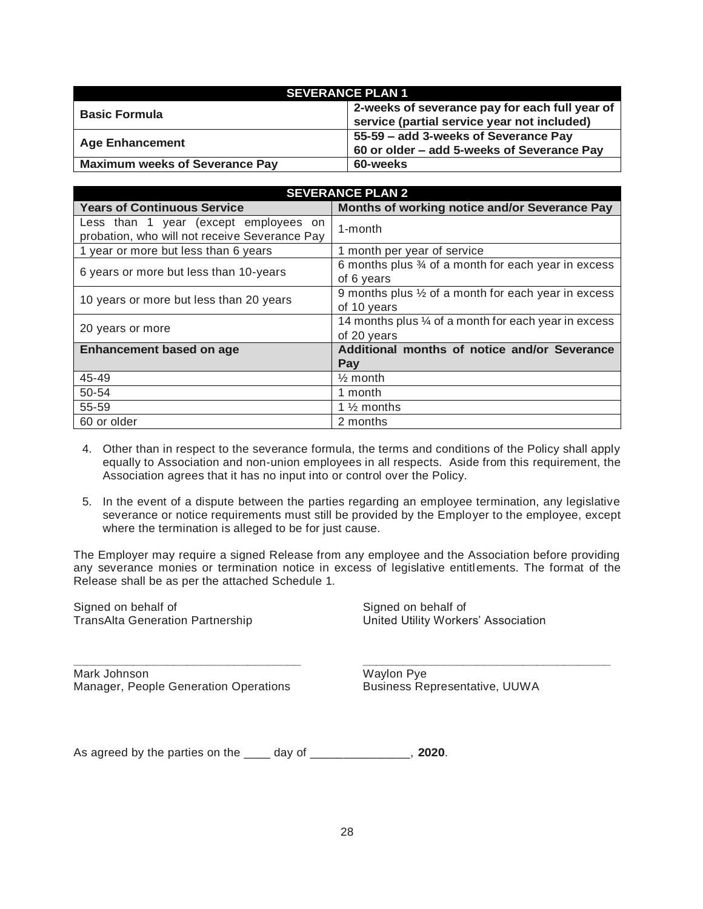| SEVERANCE PLAN 1 | |
|---|---|
| **Basic Formula** | **2-weeks of severance pay for each full year of service (partial service year not included)** |
| **Age Enhancement** | **55-59 – add 3-weeks of Severance Pay**<br>**60 or older – add 5-weeks of Severance Pay** |
| **Maximum weeks of Severance Pay** | **60-weeks** |

| SEVERANCE PLAN 2 | |
|---|---|
| **Years of Continuous Service** | **Months of working notice and/or Severance Pay** |
| Less than 1 year (except employees on probation, who will not receive Severance Pay | 1-month |
| 1 year or more but less than 6 years | 1 month per year of service |
| 6 years or more but less than 10-years | 6 months plus ¾ of a month for each year in excess of 6 years |
| 10 years or more but less than 20 years | 9 months plus ½ of a month for each year in excess of 10 years |
| 20 years or more | 14 months plus ¼ of a month for each year in excess of 20 years |
| **Enhancement based on age** | **Additional months of notice and/or Severance Pay** |
| 45-49 | ½ month |
| 50-54 | 1 month |
| 55-59 | 1 ½ months |
| 60 or older | 2 months |

4. Other than in respect to the severance formula, the terms and conditions of the Policy shall apply equally to Association and non-union employees in all respects. Aside from this requirement, the Association agrees that it has no input into or control over the Policy.

5. In the event of a dispute between the parties regarding an employee termination, any legislative severance or notice requirements must still be provided by the Employer to the employee, except where the termination is alleged to be for just cause.

The Employer may require a signed Release from any employee and the Association before providing any severance monies or termination notice in excess of legislative entitlements. The format of the Release shall be as per the attached Schedule 1.

Signed on behalf of
TransAlta Generation Partnership

\_\_\_\_\_\_\_\_\_\_\_\_\_\_\_\_\_\_\_\_\_\_\_\_\_\_\_\_\_\_\_\_\_\_\_
Mark Johnson
Manager, People Generation Operations

Signed on behalf of
United Utility Workers' Association

\_\_\_\_\_\_\_\_\_\_\_\_\_\_\_\_\_\_\_\_\_\_\_\_\_\_\_\_\_\_\_\_\_\_\_\_\_\_
Waylon Pye
Business Representative, UUWA

As agreed by the parties on the \_\_\_\_ day of \_\_\_\_\_\_\_\_\_\_\_\_\_\_\_, **2020**.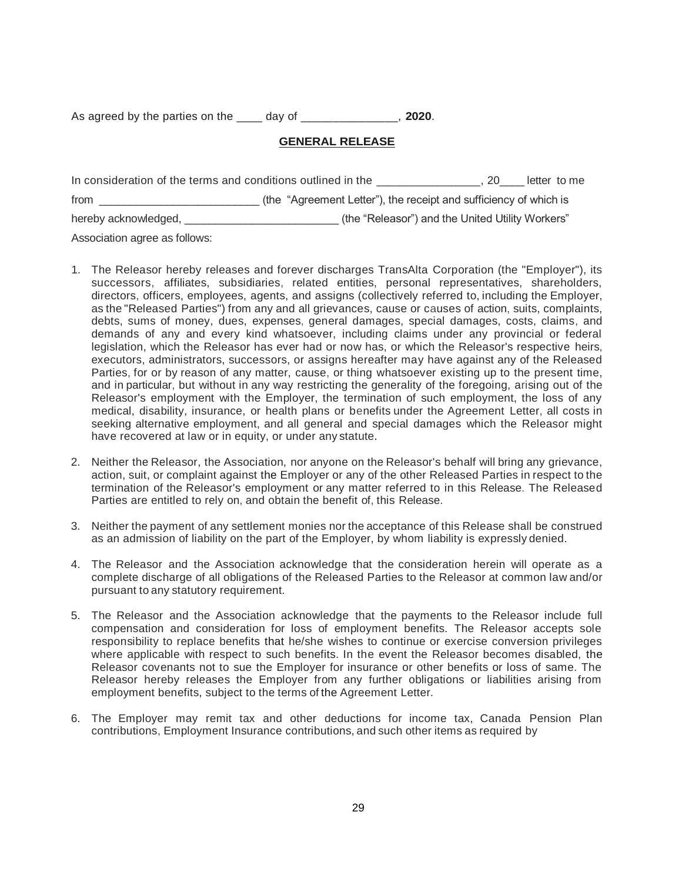As agreed by the parties on the ____ day of _______________, **2020**.

## GENERAL RELEASE

In consideration of the terms and conditions outlined in the ________________, 20____ letter to me from __________________________ (the "Agreement Letter"), the receipt and sufficiency of which is hereby acknowledged, _________________________ (the "Releasor") and the United Utility Workers' Association agree as follows:

1. The Releasor hereby releases and forever discharges TransAlta Corporation (the "Employer"), its successors, affiliates, subsidiaries, related entities, personal representatives, shareholders, directors, officers, employees, agents, and assigns (collectively referred to, including the Employer, as the "Released Parties") from any and all grievances, cause or causes of action, suits, complaints, debts, sums of money, dues, expenses, general damages, special damages, costs, claims, and demands of any and every kind whatsoever, including claims under any provincial or federal legislation, which the Releasor has ever had or now has, or which the Releasor's respective heirs, executors, administrators, successors, or assigns hereafter may have against any of the Released Parties, for or by reason of any matter, cause, or thing whatsoever existing up to the present time, and in particular, but without in any way restricting the generality of the foregoing, arising out of the Releasor's employment with the Employer, the termination of such employment, the loss of any medical, disability, insurance, or health plans or benefits under the Agreement Letter, all costs in seeking alternative employment, and all general and special damages which the Releasor might have recovered at law or in equity, or under any statute.

2. Neither the Releasor, the Association, nor anyone on the Releasor's behalf will bring any grievance, action, suit, or complaint against the Employer or any of the other Released Parties in respect to the termination of the Releasor's employment or any matter referred to in this Release. The Released Parties are entitled to rely on, and obtain the benefit of, this Release.

3. Neither the payment of any settlement monies nor the acceptance of this Release shall be construed as an admission of liability on the part of the Employer, by whom liability is expressly denied.

4. The Releasor and the Association acknowledge that the consideration herein will operate as a complete discharge of all obligations of the Released Parties to the Releasor at common law and/or pursuant to any statutory requirement.

5. The Releasor and the Association acknowledge that the payments to the Releasor include full compensation and consideration for loss of employment benefits. The Releasor accepts sole responsibility to replace benefits that he/she wishes to continue or exercise conversion privileges where applicable with respect to such benefits. In the event the Releasor becomes disabled, the Releasor covenants not to sue the Employer for insurance or other benefits or loss of same. The Releasor hereby releases the Employer from any further obligations or liabilities arising from employment benefits, subject to the terms of the Agreement Letter.

6. The Employer may remit tax and other deductions for income tax, Canada Pension Plan contributions, Employment Insurance contributions, and such other items as required by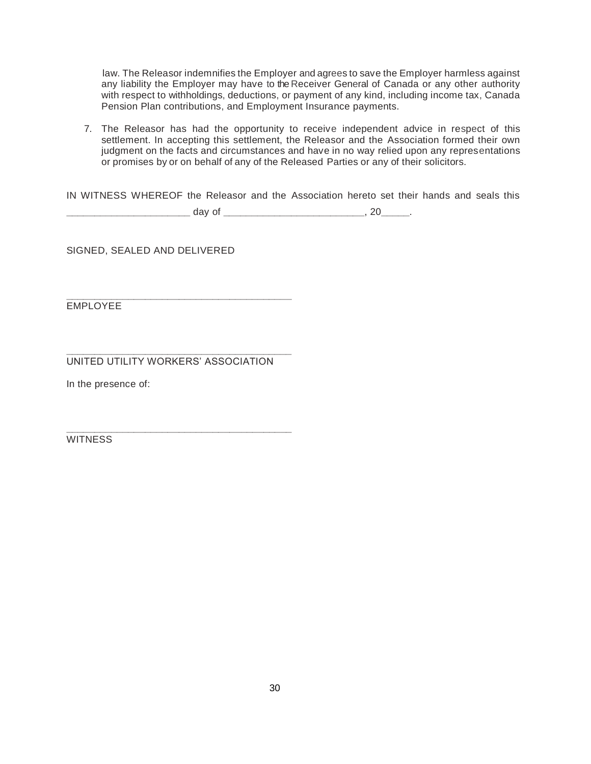law. The Releasor indemnifies the Employer and agrees to save the Employer harmless against any liability the Employer may have to the Receiver General of Canada or any other authority with respect to withholdings, deductions, or payment of any kind, including income tax, Canada Pension Plan contributions, and Employment Insurance payments.

7. The Releasor has had the opportunity to receive independent advice in respect of this settlement. In accepting this settlement, the Releasor and the Association formed their own judgment on the facts and circumstances and have in no way relied upon any representations or promises by or on behalf of any of the Released Parties or any of their solicitors.

IN WITNESS WHEREOF the Releasor and the Association hereto set their hands and seals this ______________________ day of _________________________, 20_____.

SIGNED, SEALED AND DELIVERED

________________________________________
EMPLOYEE

________________________________________
UNITED UTILITY WORKERS' ASSOCIATION

In the presence of:

________________________________________
WITNESS